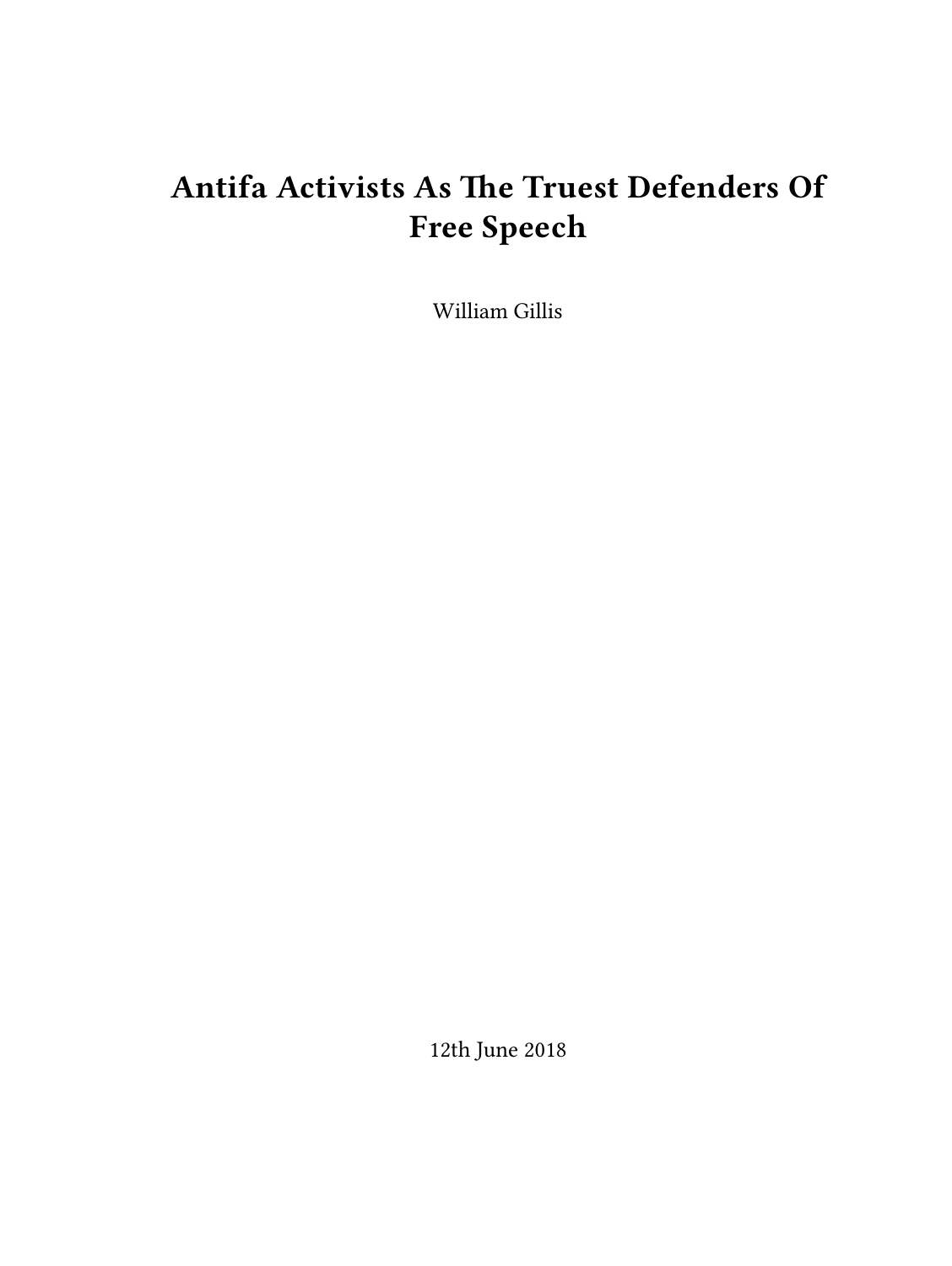# Antifa Activists As The Truest Defenders Of Free Speech

William Gillis

12th June 2018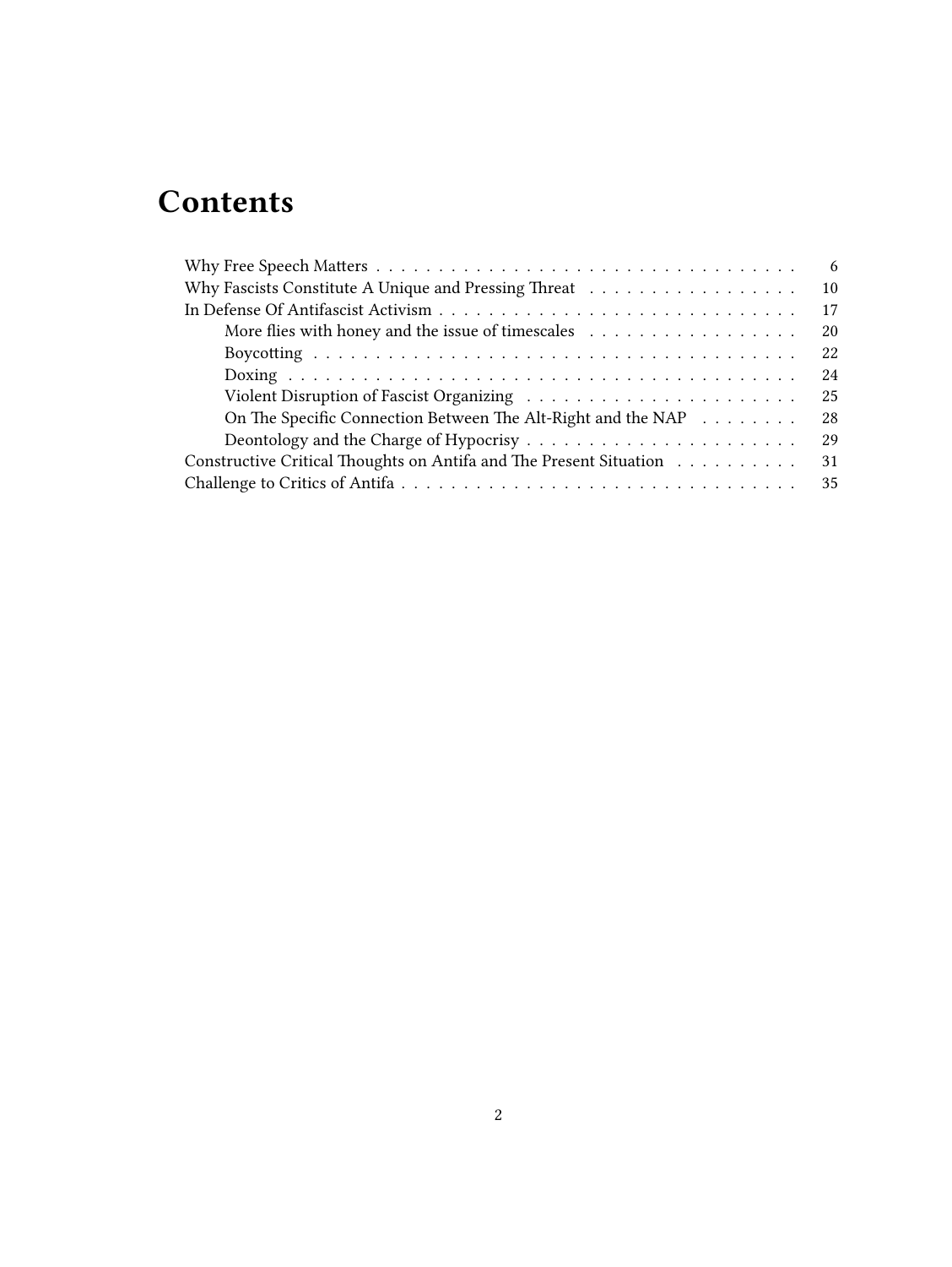# Contents

- Why Free Speech Matters ... 6
- Why Fascists Constitute A Unique and Pressing Threat ... 10
- In Defense Of Antifascist Activism ... 17
  - More flies with honey and the issue of timescales ... 20
  - Boycotting ... 22
  - Doxing ... 24
  - Violent Disruption of Fascist Organizing ... 25
  - On The Specific Connection Between The Alt-Right and the NAP ... 28
  - Deontology and the Charge of Hypocrisy ... 29
- Constructive Critical Thoughts on Antifa and The Present Situation ... 31
- Challenge to Critics of Antifa ... 35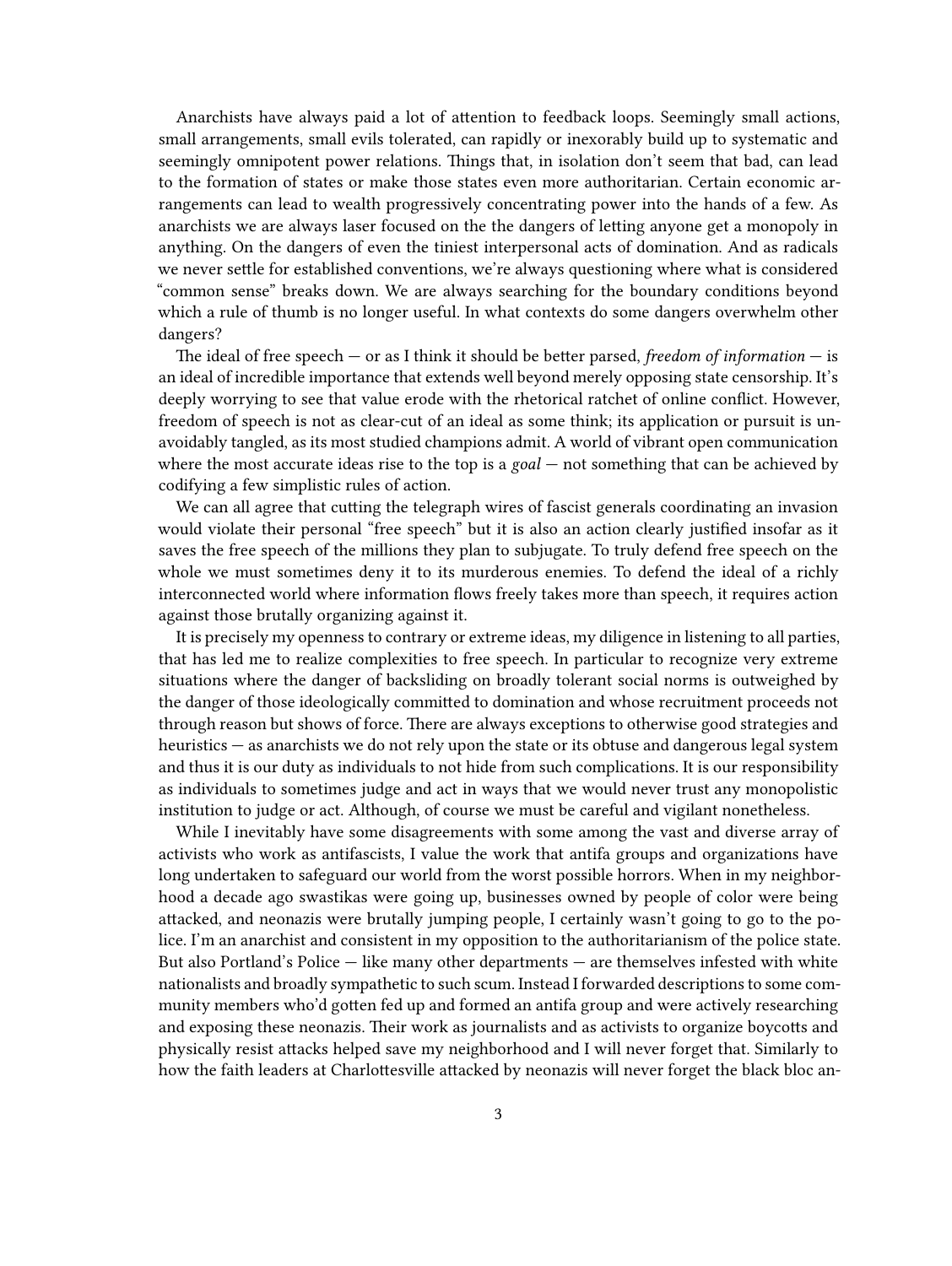Anarchists have always paid a lot of attention to feedback loops. Seemingly small actions, small arrangements, small evils tolerated, can rapidly or inexorably build up to systematic and seemingly omnipotent power relations. Things that, in isolation don't seem that bad, can lead to the formation of states or make those states even more authoritarian. Certain economic arrangements can lead to wealth progressively concentrating power into the hands of a few. As anarchists we are always laser focused on the the dangers of letting anyone get a monopoly in anything. On the dangers of even the tiniest interpersonal acts of domination. And as radicals we never settle for established conventions, we're always questioning where what is considered "common sense" breaks down. We are always searching for the boundary conditions beyond which a rule of thumb is no longer useful. In what contexts do some dangers overwhelm other dangers?

The ideal of free speech — or as I think it should be better parsed, *freedom of information* — is an ideal of incredible importance that extends well beyond merely opposing state censorship. It's deeply worrying to see that value erode with the rhetorical ratchet of online conflict. However, freedom of speech is not as clear-cut of an ideal as some think; its application or pursuit is unavoidably tangled, as its most studied champions admit. A world of vibrant open communication where the most accurate ideas rise to the top is a *goal* — not something that can be achieved by codifying a few simplistic rules of action.

We can all agree that cutting the telegraph wires of fascist generals coordinating an invasion would violate their personal "free speech" but it is also an action clearly justified insofar as it saves the free speech of the millions they plan to subjugate. To truly defend free speech on the whole we must sometimes deny it to its murderous enemies. To defend the ideal of a richly interconnected world where information flows freely takes more than speech, it requires action against those brutally organizing against it.

It is precisely my openness to contrary or extreme ideas, my diligence in listening to all parties, that has led me to realize complexities to free speech. In particular to recognize very extreme situations where the danger of backsliding on broadly tolerant social norms is outweighed by the danger of those ideologically committed to domination and whose recruitment proceeds not through reason but shows of force. There are always exceptions to otherwise good strategies and heuristics — as anarchists we do not rely upon the state or its obtuse and dangerous legal system and thus it is our duty as individuals to not hide from such complications. It is our responsibility as individuals to sometimes judge and act in ways that we would never trust any monopolistic institution to judge or act. Although, of course we must be careful and vigilant nonetheless.

While I inevitably have some disagreements with some among the vast and diverse array of activists who work as antifascists, I value the work that antifa groups and organizations have long undertaken to safeguard our world from the worst possible horrors. When in my neighborhood a decade ago swastikas were going up, businesses owned by people of color were being attacked, and neonazis were brutally jumping people, I certainly wasn't going to go to the police. I'm an anarchist and consistent in my opposition to the authoritarianism of the police state. But also Portland's Police — like many other departments — are themselves infested with white nationalists and broadly sympathetic to such scum. Instead I forwarded descriptions to some community members who'd gotten fed up and formed an antifa group and were actively researching and exposing these neonazis. Their work as journalists and as activists to organize boycotts and physically resist attacks helped save my neighborhood and I will never forget that. Similarly to how the faith leaders at Charlottesville attacked by neonazis will never forget the black bloc an-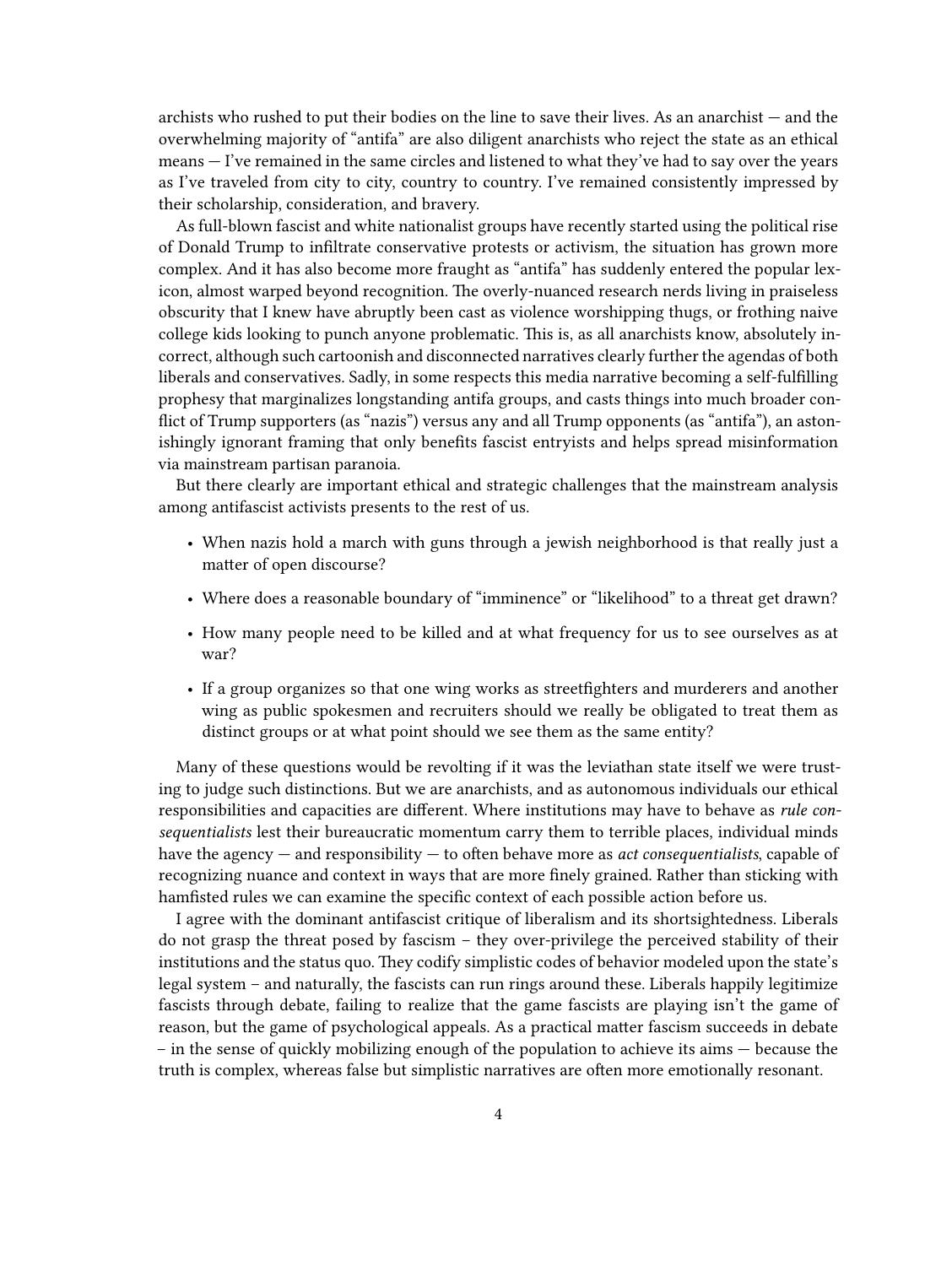archists who rushed to put their bodies on the line to save their lives. As an anarchist — and the overwhelming majority of "antifa" are also diligent anarchists who reject the state as an ethical means — I've remained in the same circles and listened to what they've had to say over the years as I've traveled from city to city, country to country. I've remained consistently impressed by their scholarship, consideration, and bravery.

As full-blown fascist and white nationalist groups have recently started using the political rise of Donald Trump to infiltrate conservative protests or activism, the situation has grown more complex. And it has also become more fraught as "antifa" has suddenly entered the popular lexicon, almost warped beyond recognition. The overly-nuanced research nerds living in praiseless obscurity that I knew have abruptly been cast as violence worshipping thugs, or frothing naive college kids looking to punch anyone problematic. This is, as all anarchists know, absolutely incorrect, although such cartoonish and disconnected narratives clearly further the agendas of both liberals and conservatives. Sadly, in some respects this media narrative becoming a self-fulfilling prophesy that marginalizes longstanding antifa groups, and casts things into much broader conflict of Trump supporters (as "nazis") versus any and all Trump opponents (as "antifa"), an astonishingly ignorant framing that only benefits fascist entryists and helps spread misinformation via mainstream partisan paranoia.

But there clearly are important ethical and strategic challenges that the mainstream analysis among antifascist activists presents to the rest of us.

- When nazis hold a march with guns through a jewish neighborhood is that really just a matter of open discourse?
- Where does a reasonable boundary of "imminence" or "likelihood" to a threat get drawn?
- How many people need to be killed and at what frequency for us to see ourselves as at war?
- If a group organizes so that one wing works as streetfighters and murderers and another wing as public spokesmen and recruiters should we really be obligated to treat them as distinct groups or at what point should we see them as the same entity?

Many of these questions would be revolting if it was the leviathan state itself we were trusting to judge such distinctions. But we are anarchists, and as autonomous individuals our ethical responsibilities and capacities are different. Where institutions may have to behave as *rule consequentialists* lest their bureaucratic momentum carry them to terrible places, individual minds have the agency — and responsibility — to often behave more as *act consequentialists*, capable of recognizing nuance and context in ways that are more finely grained. Rather than sticking with hamfisted rules we can examine the specific context of each possible action before us.

I agree with the dominant antifascist critique of liberalism and its shortsightedness. Liberals do not grasp the threat posed by fascism – they over-privilege the perceived stability of their institutions and the status quo. They codify simplistic codes of behavior modeled upon the state's legal system – and naturally, the fascists can run rings around these. Liberals happily legitimize fascists through debate, failing to realize that the game fascists are playing isn't the game of reason, but the game of psychological appeals. As a practical matter fascism succeeds in debate – in the sense of quickly mobilizing enough of the population to achieve its aims — because the truth is complex, whereas false but simplistic narratives are often more emotionally resonant.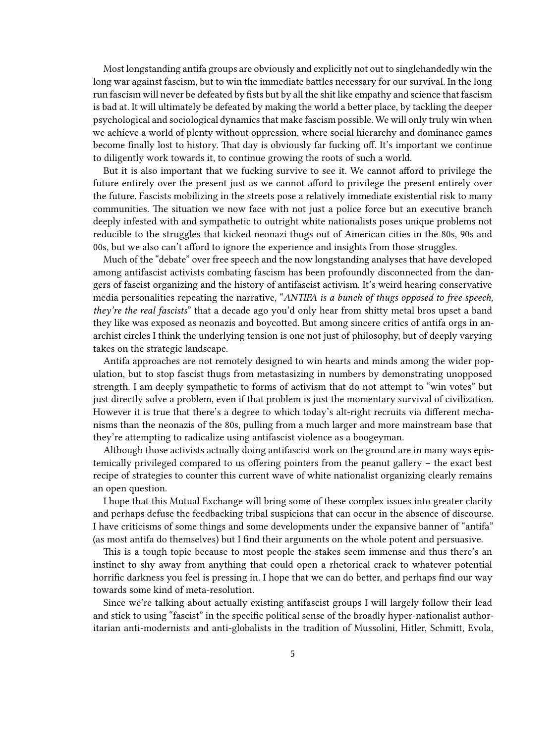Most longstanding antifa groups are obviously and explicitly not out to singlehandedly win the long war against fascism, but to win the immediate battles necessary for our survival. In the long run fascism will never be defeated by fists but by all the shit like empathy and science that fascism is bad at. It will ultimately be defeated by making the world a better place, by tackling the deeper psychological and sociological dynamics that make fascism possible. We will only truly win when we achieve a world of plenty without oppression, where social hierarchy and dominance games become finally lost to history. That day is obviously far fucking off. It's important we continue to diligently work towards it, to continue growing the roots of such a world.

But it is also important that we fucking survive to see it. We cannot afford to privilege the future entirely over the present just as we cannot afford to privilege the present entirely over the future. Fascists mobilizing in the streets pose a relatively immediate existential risk to many communities. The situation we now face with not just a police force but an executive branch deeply infested with and sympathetic to outright white nationalists poses unique problems not reducible to the struggles that kicked neonazi thugs out of American cities in the 80s, 90s and 00s, but we also can't afford to ignore the experience and insights from those struggles.

Much of the "debate" over free speech and the now longstanding analyses that have developed among antifascist activists combating fascism has been profoundly disconnected from the dangers of fascist organizing and the history of antifascist activism. It's weird hearing conservative media personalities repeating the narrative, "*ANTIFA is a bunch of thugs opposed to free speech, they're the real fascists*" that a decade ago you'd only hear from shitty metal bros upset a band they like was exposed as neonazis and boycotted. But among sincere critics of antifa orgs in anarchist circles I think the underlying tension is one not just of philosophy, but of deeply varying takes on the strategic landscape.

Antifa approaches are not remotely designed to win hearts and minds among the wider population, but to stop fascist thugs from metastasizing in numbers by demonstrating unopposed strength. I am deeply sympathetic to forms of activism that do not attempt to "win votes" but just directly solve a problem, even if that problem is just the momentary survival of civilization. However it is true that there's a degree to which today's alt-right recruits via different mechanisms than the neonazis of the 80s, pulling from a much larger and more mainstream base that they're attempting to radicalize using antifascist violence as a boogeyman.

Although those activists actually doing antifascist work on the ground are in many ways epistemically privileged compared to us offering pointers from the peanut gallery – the exact best recipe of strategies to counter this current wave of white nationalist organizing clearly remains an open question.

I hope that this Mutual Exchange will bring some of these complex issues into greater clarity and perhaps defuse the feedbacking tribal suspicions that can occur in the absence of discourse. I have criticisms of some things and some developments under the expansive banner of "antifa" (as most antifa do themselves) but I find their arguments on the whole potent and persuasive.

This is a tough topic because to most people the stakes seem immense and thus there's an instinct to shy away from anything that could open a rhetorical crack to whatever potential horrific darkness you feel is pressing in. I hope that we can do better, and perhaps find our way towards some kind of meta-resolution.

Since we're talking about actually existing antifascist groups I will largely follow their lead and stick to using "fascist" in the specific political sense of the broadly hyper-nationalist authoritarian anti-modernists and anti-globalists in the tradition of Mussolini, Hitler, Schmitt, Evola,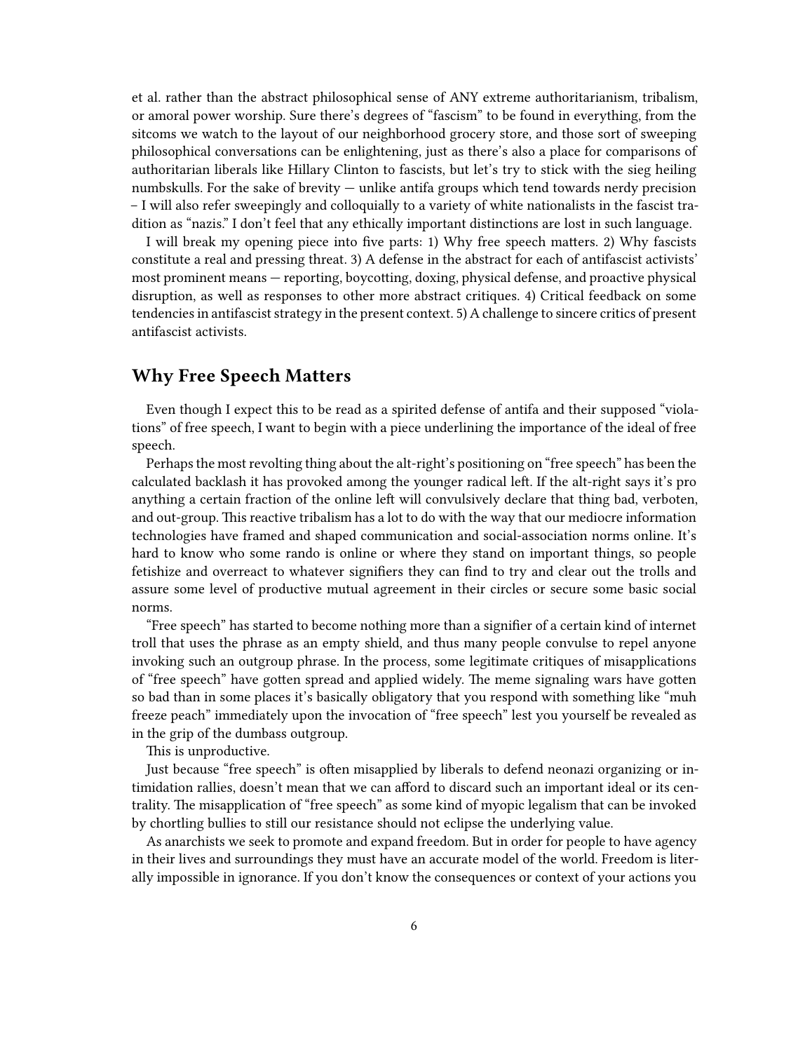et al. rather than the abstract philosophical sense of ANY extreme authoritarianism, tribalism, or amoral power worship. Sure there's degrees of "fascism" to be found in everything, from the sitcoms we watch to the layout of our neighborhood grocery store, and those sort of sweeping philosophical conversations can be enlightening, just as there's also a place for comparisons of authoritarian liberals like Hillary Clinton to fascists, but let's try to stick with the sieg heiling numbskulls. For the sake of brevity — unlike antifa groups which tend towards nerdy precision – I will also refer sweepingly and colloquially to a variety of white nationalists in the fascist tradition as "nazis." I don't feel that any ethically important distinctions are lost in such language.

I will break my opening piece into five parts: 1) Why free speech matters. 2) Why fascists constitute a real and pressing threat. 3) A defense in the abstract for each of antifascist activists' most prominent means — reporting, boycotting, doxing, physical defense, and proactive physical disruption, as well as responses to other more abstract critiques. 4) Critical feedback on some tendencies in antifascist strategy in the present context. 5) A challenge to sincere critics of present antifascist activists.

## Why Free Speech Matters

Even though I expect this to be read as a spirited defense of antifa and their supposed "violations" of free speech, I want to begin with a piece underlining the importance of the ideal of free speech.

Perhaps the most revolting thing about the alt-right's positioning on "free speech" has been the calculated backlash it has provoked among the younger radical left. If the alt-right says it's pro anything a certain fraction of the online left will convulsively declare that thing bad, verboten, and out-group. This reactive tribalism has a lot to do with the way that our mediocre information technologies have framed and shaped communication and social-association norms online. It's hard to know who some rando is online or where they stand on important things, so people fetishize and overreact to whatever signifiers they can find to try and clear out the trolls and assure some level of productive mutual agreement in their circles or secure some basic social norms.

"Free speech" has started to become nothing more than a signifier of a certain kind of internet troll that uses the phrase as an empty shield, and thus many people convulse to repel anyone invoking such an outgroup phrase. In the process, some legitimate critiques of misapplications of "free speech" have gotten spread and applied widely. The meme signaling wars have gotten so bad than in some places it's basically obligatory that you respond with something like "muh freeze peach" immediately upon the invocation of "free speech" lest you yourself be revealed as in the grip of the dumbass outgroup.

This is unproductive.

Just because "free speech" is often misapplied by liberals to defend neonazi organizing or intimidation rallies, doesn't mean that we can afford to discard such an important ideal or its centrality. The misapplication of "free speech" as some kind of myopic legalism that can be invoked by chortling bullies to still our resistance should not eclipse the underlying value.

As anarchists we seek to promote and expand freedom. But in order for people to have agency in their lives and surroundings they must have an accurate model of the world. Freedom is literally impossible in ignorance. If you don't know the consequences or context of your actions you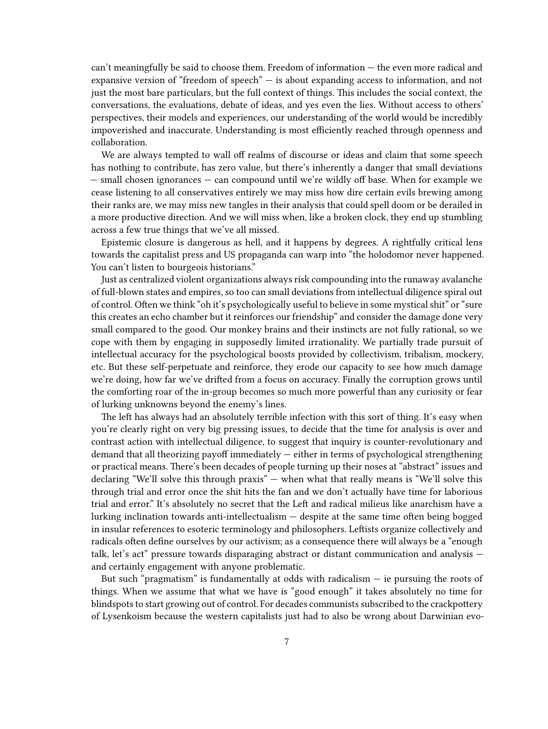can't meaningfully be said to choose them. Freedom of information — the even more radical and expansive version of "freedom of speech" — is about expanding access to information, and not just the most bare particulars, but the full context of things. This includes the social context, the conversations, the evaluations, debate of ideas, and yes even the lies. Without access to others' perspectives, their models and experiences, our understanding of the world would be incredibly impoverished and inaccurate. Understanding is most efficiently reached through openness and collaboration.

We are always tempted to wall off realms of discourse or ideas and claim that some speech has nothing to contribute, has zero value, but there's inherently a danger that small deviations — small chosen ignorances — can compound until we're wildly off base. When for example we cease listening to all conservatives entirely we may miss how dire certain evils brewing among their ranks are, we may miss new tangles in their analysis that could spell doom or be derailed in a more productive direction. And we will miss when, like a broken clock, they end up stumbling across a few true things that we've all missed.

Epistemic closure is dangerous as hell, and it happens by degrees. A rightfully critical lens towards the capitalist press and US propaganda can warp into "the holodomor never happened. You can't listen to bourgeois historians."

Just as centralized violent organizations always risk compounding into the runaway avalanche of full-blown states and empires, so too can small deviations from intellectual diligence spiral out of control. Often we think "oh it's psychologically useful to believe in some mystical shit" or "sure this creates an echo chamber but it reinforces our friendship" and consider the damage done very small compared to the good. Our monkey brains and their instincts are not fully rational, so we cope with them by engaging in supposedly limited irrationality. We partially trade pursuit of intellectual accuracy for the psychological boosts provided by collectivism, tribalism, mockery, etc. But these self-perpetuate and reinforce, they erode our capacity to see how much damage we're doing, how far we've drifted from a focus on accuracy. Finally the corruption grows until the comforting roar of the in-group becomes so much more powerful than any curiosity or fear of lurking unknowns beyond the enemy's lines.

The left has always had an absolutely terrible infection with this sort of thing. It's easy when you're clearly right on very big pressing issues, to decide that the time for analysis is over and contrast action with intellectual diligence, to suggest that inquiry is counter-revolutionary and demand that all theorizing payoff immediately — either in terms of psychological strengthening or practical means. There's been decades of people turning up their noses at "abstract" issues and declaring "We'll solve this through praxis" — when what that really means is "We'll solve this through trial and error once the shit hits the fan and we don't actually have time for laborious trial and error." It's absolutely no secret that the Left and radical milieus like anarchism have a lurking inclination towards anti-intellectualism — despite at the same time often being bogged in insular references to esoteric terminology and philosophers. Leftists organize collectively and radicals often define ourselves by our activism; as a consequence there will always be a "enough talk, let's act" pressure towards disparaging abstract or distant communication and analysis — and certainly engagement with anyone problematic.

But such "pragmatism" is fundamentally at odds with radicalism — ie pursuing the roots of things. When we assume that what we have is "good enough" it takes absolutely no time for blindspots to start growing out of control. For decades communists subscribed to the crackpottery of Lysenkoism because the western capitalists just had to also be wrong about Darwinian evo-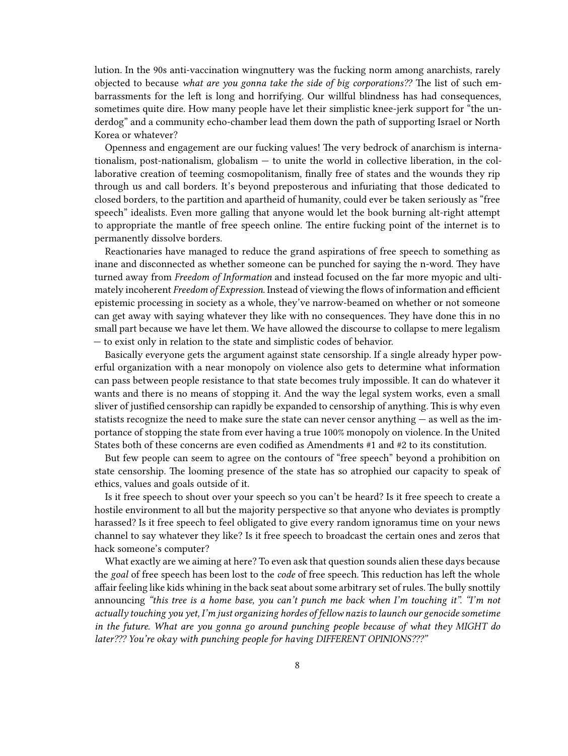lution. In the 90s anti-vaccination wingnuttery was the fucking norm among anarchists, rarely objected to because *what are you gonna take the side of big corporations??* The list of such embarrassments for the left is long and horrifying. Our willful blindness has had consequences, sometimes quite dire. How many people have let their simplistic knee-jerk support for "the underdog" and a community echo-chamber lead them down the path of supporting Israel or North Korea or whatever?

Openness and engagement are our fucking values! The very bedrock of anarchism is internationalism, post-nationalism, globalism — to unite the world in collective liberation, in the collaborative creation of teeming cosmopolitanism, finally free of states and the wounds they rip through us and call borders. It's beyond preposterous and infuriating that those dedicated to closed borders, to the partition and apartheid of humanity, could ever be taken seriously as "free speech" idealists. Even more galling that anyone would let the book burning alt-right attempt to appropriate the mantle of free speech online. The entire fucking point of the internet is to permanently dissolve borders.

Reactionaries have managed to reduce the grand aspirations of free speech to something as inane and disconnected as whether someone can be punched for saying the n-word. They have turned away from *Freedom of Information* and instead focused on the far more myopic and ultimately incoherent *Freedom of Expression*. Instead of viewing the flows of information and efficient epistemic processing in society as a whole, they've narrow-beamed on whether or not someone can get away with saying whatever they like with no consequences. They have done this in no small part because we have let them. We have allowed the discourse to collapse to mere legalism — to exist only in relation to the state and simplistic codes of behavior.

Basically everyone gets the argument against state censorship. If a single already hyper powerful organization with a near monopoly on violence also gets to determine what information can pass between people resistance to that state becomes truly impossible. It can do whatever it wants and there is no means of stopping it. And the way the legal system works, even a small sliver of justified censorship can rapidly be expanded to censorship of anything. This is why even statists recognize the need to make sure the state can never censor anything — as well as the importance of stopping the state from ever having a true 100% monopoly on violence. In the United States both of these concerns are even codified as Amendments #1 and #2 to its constitution.

But few people can seem to agree on the contours of "free speech" beyond a prohibition on state censorship. The looming presence of the state has so atrophied our capacity to speak of ethics, values and goals outside of it.

Is it free speech to shout over your speech so you can't be heard? Is it free speech to create a hostile environment to all but the majority perspective so that anyone who deviates is promptly harassed? Is it free speech to feel obligated to give every random ignoramus time on your news channel to say whatever they like? Is it free speech to broadcast the certain ones and zeros that hack someone's computer?

What exactly are we aiming at here? To even ask that question sounds alien these days because the *goal* of free speech has been lost to the *code* of free speech. This reduction has left the whole affair feeling like kids whining in the back seat about some arbitrary set of rules. The bully snottily announcing *"this tree is a home base, you can't punch me back when I'm touching it". "I'm not actually touching you yet, I'm just organizing hordes of fellow nazis to launch our genocide sometime in the future. What are you gonna go around punching people because of what they MIGHT do later??? You're okay with punching people for having DIFFERENT OPINIONS???"*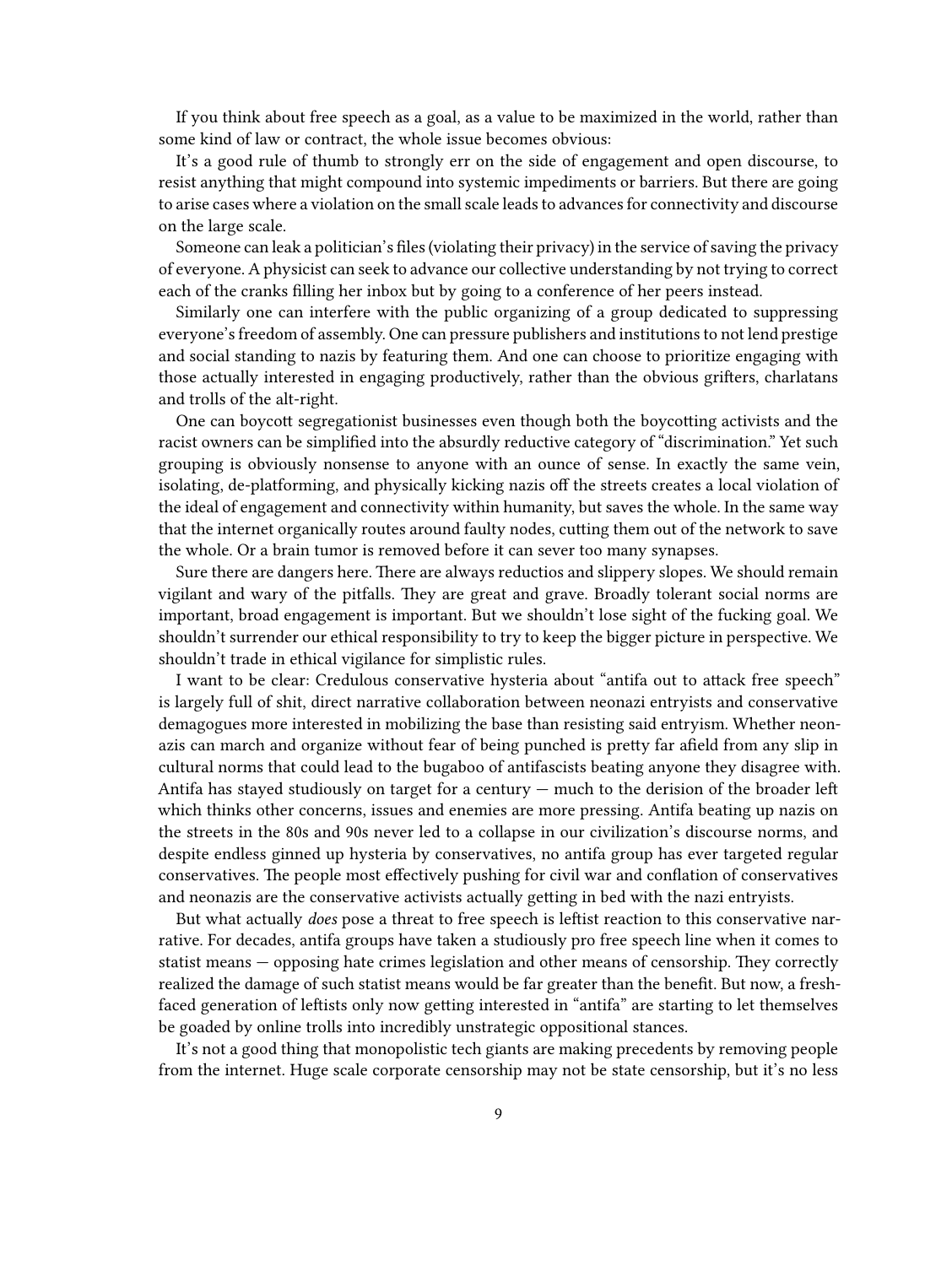If you think about free speech as a goal, as a value to be maximized in the world, rather than some kind of law or contract, the whole issue becomes obvious:

It's a good rule of thumb to strongly err on the side of engagement and open discourse, to resist anything that might compound into systemic impediments or barriers. But there are going to arise cases where a violation on the small scale leads to advances for connectivity and discourse on the large scale.

Someone can leak a politician's files (violating their privacy) in the service of saving the privacy of everyone. A physicist can seek to advance our collective understanding by not trying to correct each of the cranks filling her inbox but by going to a conference of her peers instead.

Similarly one can interfere with the public organizing of a group dedicated to suppressing everyone's freedom of assembly. One can pressure publishers and institutions to not lend prestige and social standing to nazis by featuring them. And one can choose to prioritize engaging with those actually interested in engaging productively, rather than the obvious grifters, charlatans and trolls of the alt-right.

One can boycott segregationist businesses even though both the boycotting activists and the racist owners can be simplified into the absurdly reductive category of "discrimination." Yet such grouping is obviously nonsense to anyone with an ounce of sense. In exactly the same vein, isolating, de-platforming, and physically kicking nazis off the streets creates a local violation of the ideal of engagement and connectivity within humanity, but saves the whole. In the same way that the internet organically routes around faulty nodes, cutting them out of the network to save the whole. Or a brain tumor is removed before it can sever too many synapses.

Sure there are dangers here. There are always reductios and slippery slopes. We should remain vigilant and wary of the pitfalls. They are great and grave. Broadly tolerant social norms are important, broad engagement is important. But we shouldn't lose sight of the fucking goal. We shouldn't surrender our ethical responsibility to try to keep the bigger picture in perspective. We shouldn't trade in ethical vigilance for simplistic rules.

I want to be clear: Credulous conservative hysteria about "antifa out to attack free speech" is largely full of shit, direct narrative collaboration between neonazi entryists and conservative demagogues more interested in mobilizing the base than resisting said entryism. Whether neonazis can march and organize without fear of being punched is pretty far afield from any slip in cultural norms that could lead to the bugaboo of antifascists beating anyone they disagree with. Antifa has stayed studiously on target for a century — much to the derision of the broader left which thinks other concerns, issues and enemies are more pressing. Antifa beating up nazis on the streets in the 80s and 90s never led to a collapse in our civilization's discourse norms, and despite endless ginned up hysteria by conservatives, no antifa group has ever targeted regular conservatives. The people most effectively pushing for civil war and conflation of conservatives and neonazis are the conservative activists actually getting in bed with the nazi entryists.

But what actually *does* pose a threat to free speech is leftist reaction to this conservative narrative. For decades, antifa groups have taken a studiously pro free speech line when it comes to statist means — opposing hate crimes legislation and other means of censorship. They correctly realized the damage of such statist means would be far greater than the benefit. But now, a fresh-faced generation of leftists only now getting interested in "antifa" are starting to let themselves be goaded by online trolls into incredibly unstrategic oppositional stances.

It's not a good thing that monopolistic tech giants are making precedents by removing people from the internet. Huge scale corporate censorship may not be state censorship, but it's no less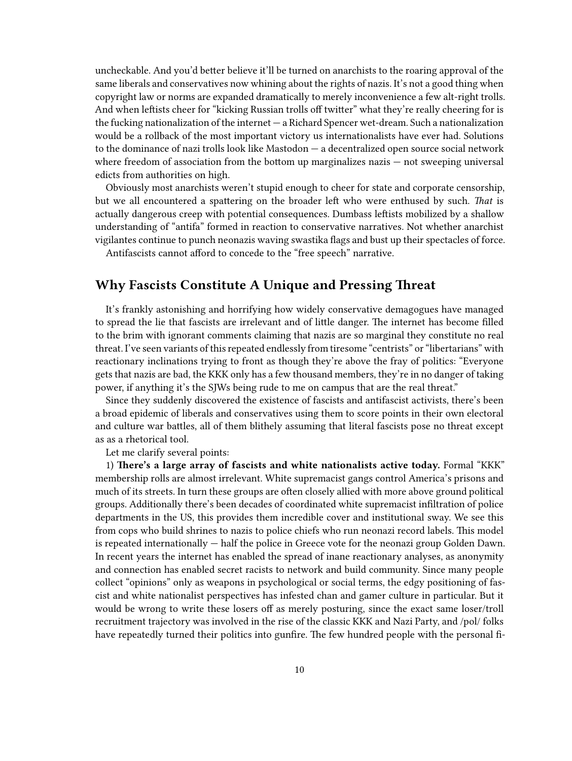uncheckable. And you'd better believe it'll be turned on anarchists to the roaring approval of the same liberals and conservatives now whining about the rights of nazis. It's not a good thing when copyright law or norms are expanded dramatically to merely inconvenience a few alt-right trolls. And when leftists cheer for "kicking Russian trolls off twitter" what they're really cheering for is the fucking nationalization of the internet — a Richard Spencer wet-dream. Such a nationalization would be a rollback of the most important victory us internationalists have ever had. Solutions to the dominance of nazi trolls look like Mastodon — a decentralized open source social network where freedom of association from the bottom up marginalizes nazis — not sweeping universal edicts from authorities on high.

Obviously most anarchists weren't stupid enough to cheer for state and corporate censorship, but we all encountered a spattering on the broader left who were enthused by such. *That* is actually dangerous creep with potential consequences. Dumbass leftists mobilized by a shallow understanding of "antifa" formed in reaction to conservative narratives. Not whether anarchist vigilantes continue to punch neonazis waving swastika flags and bust up their spectacles of force.

Antifascists cannot afford to concede to the "free speech" narrative.

## Why Fascists Constitute A Unique and Pressing Threat

It's frankly astonishing and horrifying how widely conservative demagogues have managed to spread the lie that fascists are irrelevant and of little danger. The internet has become filled to the brim with ignorant comments claiming that nazis are so marginal they constitute no real threat. I've seen variants of this repeated endlessly from tiresome "centrists" or "libertarians" with reactionary inclinations trying to front as though they're above the fray of politics: "Everyone gets that nazis are bad, the KKK only has a few thousand members, they're in no danger of taking power, if anything it's the SJWs being rude to me on campus that are the real threat."

Since they suddenly discovered the existence of fascists and antifascist activists, there's been a broad epidemic of liberals and conservatives using them to score points in their own electoral and culture war battles, all of them blithely assuming that literal fascists pose no threat except as as a rhetorical tool.

Let me clarify several points:

1) **There's a large array of fascists and white nationalists active today.** Formal "KKK" membership rolls are almost irrelevant. White supremacist gangs control America's prisons and much of its streets. In turn these groups are often closely allied with more above ground political groups. Additionally there's been decades of coordinated white supremacist infiltration of police departments in the US, this provides them incredible cover and institutional sway. We see this from cops who build shrines to nazis to police chiefs who run neonazi record labels. This model is repeated internationally — half the police in Greece vote for the neonazi group Golden Dawn. In recent years the internet has enabled the spread of inane reactionary analyses, as anonymity and connection has enabled secret racists to network and build community. Since many people collect "opinions" only as weapons in psychological or social terms, the edgy positioning of fascist and white nationalist perspectives has infested chan and gamer culture in particular. But it would be wrong to write these losers off as merely posturing, since the exact same loser/troll recruitment trajectory was involved in the rise of the classic KKK and Nazi Party, and /pol/ folks have repeatedly turned their politics into gunfire. The few hundred people with the personal fi-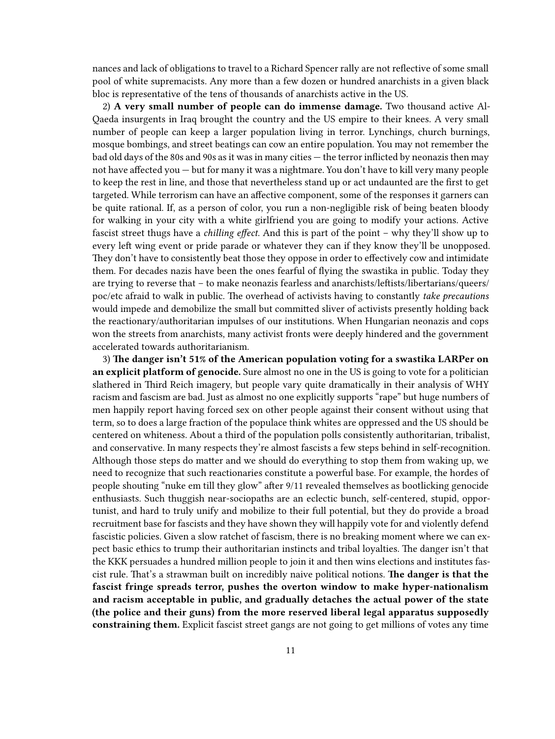nances and lack of obligations to travel to a Richard Spencer rally are not reflective of some small pool of white supremacists. Any more than a few dozen or hundred anarchists in a given black bloc is representative of the tens of thousands of anarchists active in the US.

2) **A very small number of people can do immense damage.** Two thousand active Al-Qaeda insurgents in Iraq brought the country and the US empire to their knees. A very small number of people can keep a larger population living in terror. Lynchings, church burnings, mosque bombings, and street beatings can cow an entire population. You may not remember the bad old days of the 80s and 90s as it was in many cities — the terror inflicted by neonazis then may not have affected you — but for many it was a nightmare. You don't have to kill very many people to keep the rest in line, and those that nevertheless stand up or act undaunted are the first to get targeted. While terrorism can have an affective component, some of the responses it garners can be quite rational. If, as a person of color, you run a non-negligible risk of being beaten bloody for walking in your city with a white girlfriend you are going to modify your actions. Active fascist street thugs have a *chilling effect.* And this is part of the point – why they'll show up to every left wing event or pride parade or whatever they can if they know they'll be unopposed. They don't have to consistently beat those they oppose in order to effectively cow and intimidate them. For decades nazis have been the ones fearful of flying the swastika in public. Today they are trying to reverse that – to make neonazis fearless and anarchists/leftists/libertarians/queers/poc/etc afraid to walk in public. The overhead of activists having to constantly *take precautions* would impede and demobilize the small but committed sliver of activists presently holding back the reactionary/authoritarian impulses of our institutions. When Hungarian neonazis and cops won the streets from anarchists, many activist fronts were deeply hindered and the government accelerated towards authoritarianism.

3) **The danger isn't 51% of the American population voting for a swastika LARPer on an explicit platform of genocide.** Sure almost no one in the US is going to vote for a politician slathered in Third Reich imagery, but people vary quite dramatically in their analysis of WHY racism and fascism are bad. Just as almost no one explicitly supports "rape" but huge numbers of men happily report having forced sex on other people against their consent without using that term, so to does a large fraction of the populace think whites are oppressed and the US should be centered on whiteness. About a third of the population polls consistently authoritarian, tribalist, and conservative. In many respects they're almost fascists a few steps behind in self-recognition. Although those steps do matter and we should do everything to stop them from waking up, we need to recognize that such reactionaries constitute a powerful base. For example, the hordes of people shouting "nuke em till they glow" after 9/11 revealed themselves as bootlicking genocide enthusiasts. Such thuggish near-sociopaths are an eclectic bunch, self-centered, stupid, opportunist, and hard to truly unify and mobilize to their full potential, but they do provide a broad recruitment base for fascists and they have shown they will happily vote for and violently defend fascistic policies. Given a slow ratchet of fascism, there is no breaking moment where we can expect basic ethics to trump their authoritarian instincts and tribal loyalties. The danger isn't that the KKK persuades a hundred million people to join it and then wins elections and institutes fascist rule. That's a strawman built on incredibly naive political notions. **The danger is that the fascist fringe spreads terror, pushes the overton window to make hyper-nationalism and racism acceptable in public, and gradually detaches the actual power of the state (the police and their guns) from the more reserved liberal legal apparatus supposedly constraining them.** Explicit fascist street gangs are not going to get millions of votes any time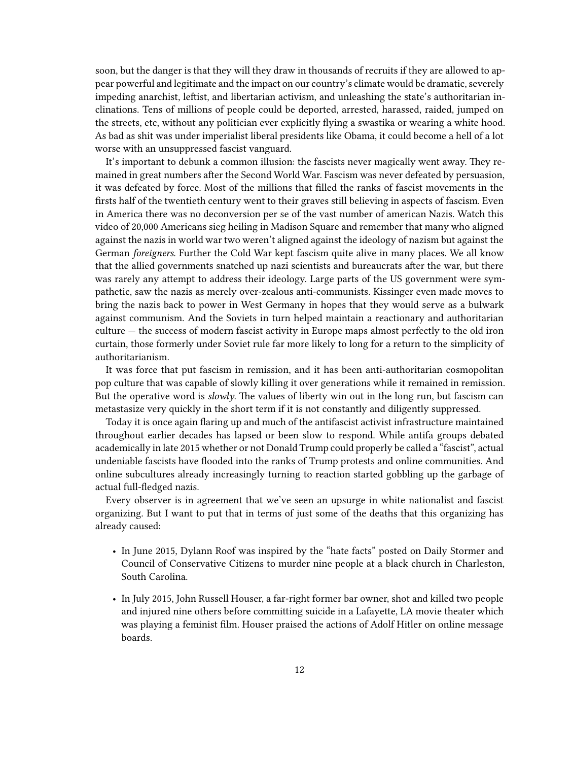soon, but the danger is that they will they draw in thousands of recruits if they are allowed to appear powerful and legitimate and the impact on our country's climate would be dramatic, severely impeding anarchist, leftist, and libertarian activism, and unleashing the state's authoritarian inclinations. Tens of millions of people could be deported, arrested, harassed, raided, jumped on the streets, etc, without any politician ever explicitly flying a swastika or wearing a white hood. As bad as shit was under imperialist liberal presidents like Obama, it could become a hell of a lot worse with an unsuppressed fascist vanguard.

It's important to debunk a common illusion: the fascists never magically went away. They remained in great numbers after the Second World War. Fascism was never defeated by persuasion, it was defeated by force. Most of the millions that filled the ranks of fascist movements in the firsts half of the twentieth century went to their graves still believing in aspects of fascism. Even in America there was no deconversion per se of the vast number of american Nazis. Watch this video of 20,000 Americans sieg heiling in Madison Square and remember that many who aligned against the nazis in world war two weren't aligned against the ideology of nazism but against the German *foreigners*. Further the Cold War kept fascism quite alive in many places. We all know that the allied governments snatched up nazi scientists and bureaucrats after the war, but there was rarely any attempt to address their ideology. Large parts of the US government were sympathetic, saw the nazis as merely over-zealous anti-communists. Kissinger even made moves to bring the nazis back to power in West Germany in hopes that they would serve as a bulwark against communism. And the Soviets in turn helped maintain a reactionary and authoritarian culture — the success of modern fascist activity in Europe maps almost perfectly to the old iron curtain, those formerly under Soviet rule far more likely to long for a return to the simplicity of authoritarianism.

It was force that put fascism in remission, and it has been anti-authoritarian cosmopolitan pop culture that was capable of slowly killing it over generations while it remained in remission. But the operative word is *slowly*. The values of liberty win out in the long run, but fascism can metastasize very quickly in the short term if it is not constantly and diligently suppressed.

Today it is once again flaring up and much of the antifascist activist infrastructure maintained throughout earlier decades has lapsed or been slow to respond. While antifa groups debated academically in late 2015 whether or not Donald Trump could properly be called a "fascist", actual undeniable fascists have flooded into the ranks of Trump protests and online communities. And online subcultures already increasingly turning to reaction started gobbling up the garbage of actual full-fledged nazis.

Every observer is in agreement that we've seen an upsurge in white nationalist and fascist organizing. But I want to put that in terms of just some of the deaths that this organizing has already caused:

- In June 2015, Dylann Roof was inspired by the "hate facts" posted on Daily Stormer and Council of Conservative Citizens to murder nine people at a black church in Charleston, South Carolina.

- In July 2015, John Russell Houser, a far-right former bar owner, shot and killed two people and injured nine others before committing suicide in a Lafayette, LA movie theater which was playing a feminist film. Houser praised the actions of Adolf Hitler on online message boards.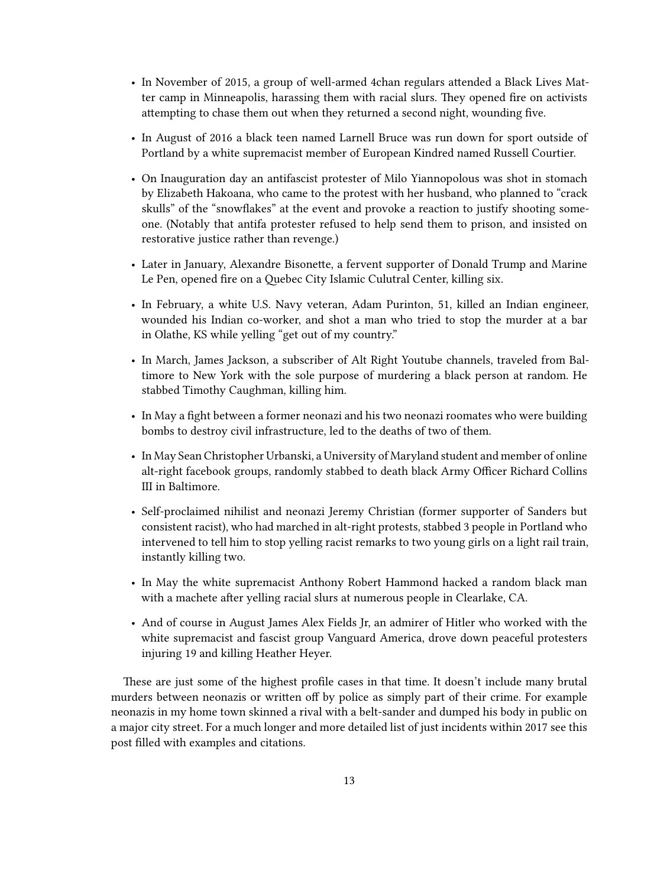- In November of 2015, a group of well-armed 4chan regulars attended a Black Lives Matter camp in Minneapolis, harassing them with racial slurs. They opened fire on activists attempting to chase them out when they returned a second night, wounding five.
- In August of 2016 a black teen named Larnell Bruce was run down for sport outside of Portland by a white supremacist member of European Kindred named Russell Courtier.
- On Inauguration day an antifascist protester of Milo Yiannopolous was shot in stomach by Elizabeth Hakoana, who came to the protest with her husband, who planned to "crack skulls" of the "snowflakes" at the event and provoke a reaction to justify shooting someone. (Notably that antifa protester refused to help send them to prison, and insisted on restorative justice rather than revenge.)
- Later in January, Alexandre Bisonette, a fervent supporter of Donald Trump and Marine Le Pen, opened fire on a Quebec City Islamic Culutral Center, killing six.
- In February, a white U.S. Navy veteran, Adam Purinton, 51, killed an Indian engineer, wounded his Indian co-worker, and shot a man who tried to stop the murder at a bar in Olathe, KS while yelling "get out of my country."
- In March, James Jackson, a subscriber of Alt Right Youtube channels, traveled from Baltimore to New York with the sole purpose of murdering a black person at random. He stabbed Timothy Caughman, killing him.
- In May a fight between a former neonazi and his two neonazi roomates who were building bombs to destroy civil infrastructure, led to the deaths of two of them.
- In May Sean Christopher Urbanski, a University of Maryland student and member of online alt-right facebook groups, randomly stabbed to death black Army Officer Richard Collins III in Baltimore.
- Self-proclaimed nihilist and neonazi Jeremy Christian (former supporter of Sanders but consistent racist), who had marched in alt-right protests, stabbed 3 people in Portland who intervened to tell him to stop yelling racist remarks to two young girls on a light rail train, instantly killing two.
- In May the white supremacist Anthony Robert Hammond hacked a random black man with a machete after yelling racial slurs at numerous people in Clearlake, CA.
- And of course in August James Alex Fields Jr, an admirer of Hitler who worked with the white supremacist and fascist group Vanguard America, drove down peaceful protesters injuring 19 and killing Heather Heyer.

These are just some of the highest profile cases in that time. It doesn't include many brutal murders between neonazis or written off by police as simply part of their crime. For example neonazis in my home town skinned a rival with a belt-sander and dumped his body in public on a major city street. For a much longer and more detailed list of just incidents within 2017 see this post filled with examples and citations.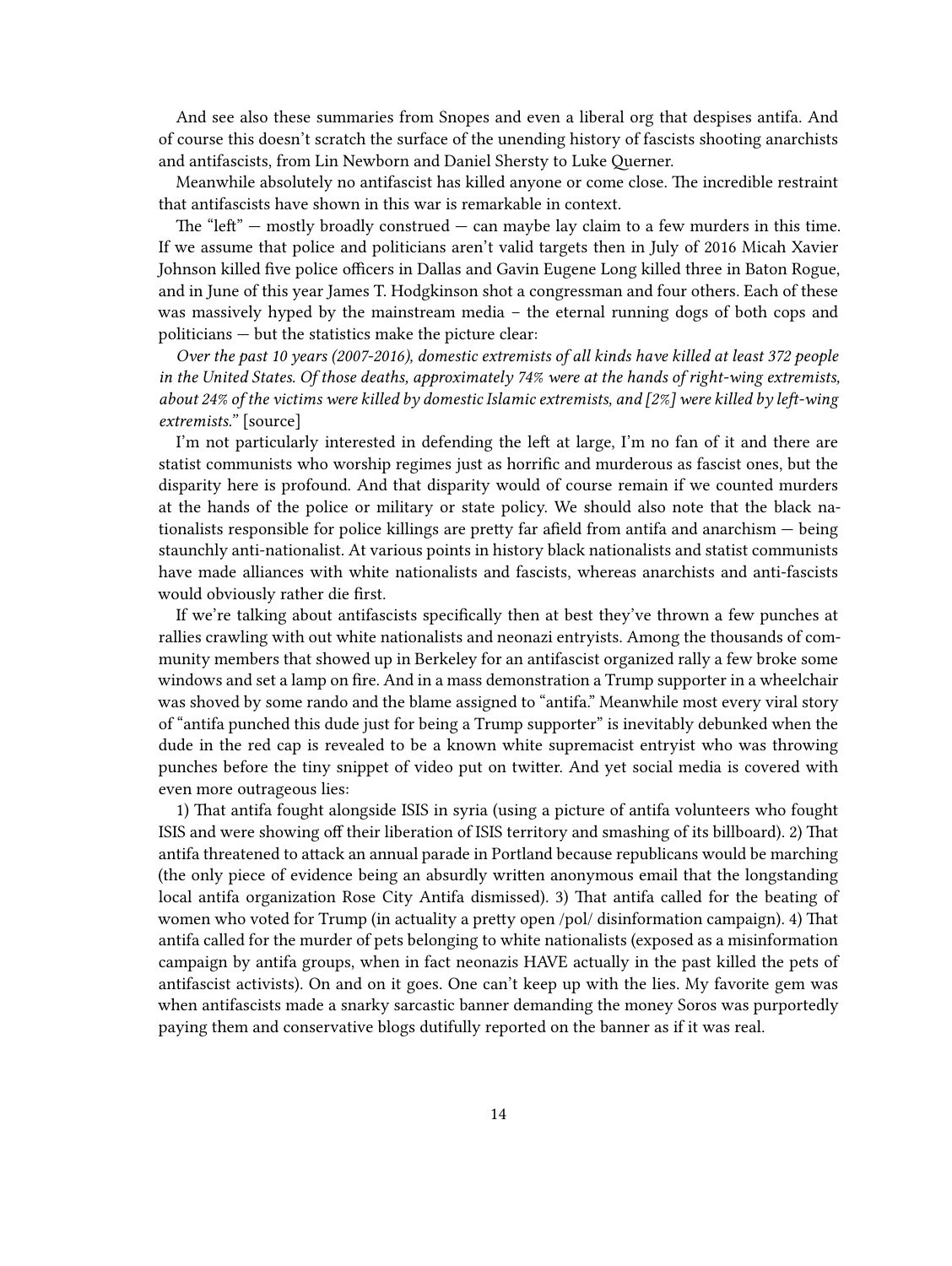And see also these summaries from Snopes and even a liberal org that despises antifa. And of course this doesn't scratch the surface of the unending history of fascists shooting anarchists and antifascists, from Lin Newborn and Daniel Shersty to Luke Querner.

Meanwhile absolutely no antifascist has killed anyone or come close. The incredible restraint that antifascists have shown in this war is remarkable in context.

The "left" — mostly broadly construed — can maybe lay claim to a few murders in this time. If we assume that police and politicians aren't valid targets then in July of 2016 Micah Xavier Johnson killed five police officers in Dallas and Gavin Eugene Long killed three in Baton Rogue, and in June of this year James T. Hodgkinson shot a congressman and four others. Each of these was massively hyped by the mainstream media – the eternal running dogs of both cops and politicians — but the statistics make the picture clear:

*Over the past 10 years (2007-2016), domestic extremists of all kinds have killed at least 372 people in the United States. Of those deaths, approximately 74% were at the hands of right-wing extremists, about 24% of the victims were killed by domestic Islamic extremists, and [2%] were killed by left-wing extremists."* [source]

I'm not particularly interested in defending the left at large, I'm no fan of it and there are statist communists who worship regimes just as horrific and murderous as fascist ones, but the disparity here is profound. And that disparity would of course remain if we counted murders at the hands of the police or military or state policy. We should also note that the black nationalists responsible for police killings are pretty far afield from antifa and anarchism — being staunchly anti-nationalist. At various points in history black nationalists and statist communists have made alliances with white nationalists and fascists, whereas anarchists and anti-fascists would obviously rather die first.

If we're talking about antifascists specifically then at best they've thrown a few punches at rallies crawling with out white nationalists and neonazi entryists. Among the thousands of community members that showed up in Berkeley for an antifascist organized rally a few broke some windows and set a lamp on fire. And in a mass demonstration a Trump supporter in a wheelchair was shoved by some rando and the blame assigned to "antifa." Meanwhile most every viral story of "antifa punched this dude just for being a Trump supporter" is inevitably debunked when the dude in the red cap is revealed to be a known white supremacist entryist who was throwing punches before the tiny snippet of video put on twitter. And yet social media is covered with even more outrageous lies:

1) That antifa fought alongside ISIS in syria (using a picture of antifa volunteers who fought ISIS and were showing off their liberation of ISIS territory and smashing of its billboard). 2) That antifa threatened to attack an annual parade in Portland because republicans would be marching (the only piece of evidence being an absurdly written anonymous email that the longstanding local antifa organization Rose City Antifa dismissed). 3) That antifa called for the beating of women who voted for Trump (in actuality a pretty open /pol/ disinformation campaign). 4) That antifa called for the murder of pets belonging to white nationalists (exposed as a misinformation campaign by antifa groups, when in fact neonazis HAVE actually in the past killed the pets of antifascist activists). On and on it goes. One can't keep up with the lies. My favorite gem was when antifascists made a snarky sarcastic banner demanding the money Soros was purportedly paying them and conservative blogs dutifully reported on the banner as if it was real.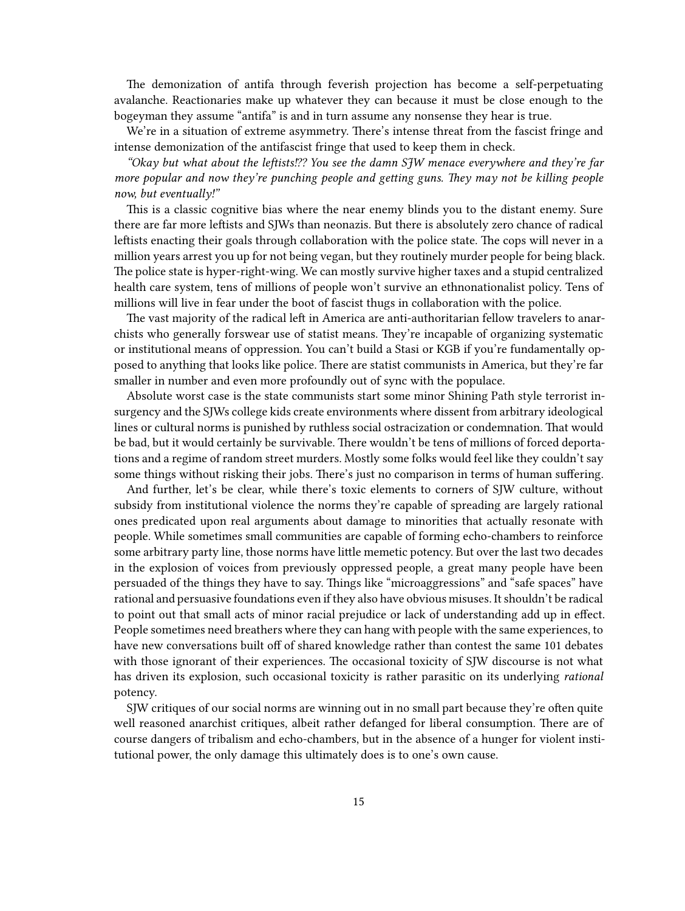The demonization of antifa through feverish projection has become a self-perpetuating avalanche. Reactionaries make up whatever they can because it must be close enough to the bogeyman they assume "antifa" is and in turn assume any nonsense they hear is true.

We're in a situation of extreme asymmetry. There's intense threat from the fascist fringe and intense demonization of the antifascist fringe that used to keep them in check.

*"Okay but what about the leftists!?? You see the damn SJW menace everywhere and they're far more popular and now they're punching people and getting guns. They may not be killing people now, but eventually!"*

This is a classic cognitive bias where the near enemy blinds you to the distant enemy. Sure there are far more leftists and SJWs than neonazis. But there is absolutely zero chance of radical leftists enacting their goals through collaboration with the police state. The cops will never in a million years arrest you up for not being vegan, but they routinely murder people for being black. The police state is hyper-right-wing. We can mostly survive higher taxes and a stupid centralized health care system, tens of millions of people won't survive an ethnonationalist policy. Tens of millions will live in fear under the boot of fascist thugs in collaboration with the police.

The vast majority of the radical left in America are anti-authoritarian fellow travelers to anarchists who generally forswear use of statist means. They're incapable of organizing systematic or institutional means of oppression. You can't build a Stasi or KGB if you're fundamentally opposed to anything that looks like police. There are statist communists in America, but they're far smaller in number and even more profoundly out of sync with the populace.

Absolute worst case is the state communists start some minor Shining Path style terrorist insurgency and the SJWs college kids create environments where dissent from arbitrary ideological lines or cultural norms is punished by ruthless social ostracization or condemnation. That would be bad, but it would certainly be survivable. There wouldn't be tens of millions of forced deportations and a regime of random street murders. Mostly some folks would feel like they couldn't say some things without risking their jobs. There's just no comparison in terms of human suffering.

And further, let's be clear, while there's toxic elements to corners of SJW culture, without subsidy from institutional violence the norms they're capable of spreading are largely rational ones predicated upon real arguments about damage to minorities that actually resonate with people. While sometimes small communities are capable of forming echo-chambers to reinforce some arbitrary party line, those norms have little memetic potency. But over the last two decades in the explosion of voices from previously oppressed people, a great many people have been persuaded of the things they have to say. Things like "microaggressions" and "safe spaces" have rational and persuasive foundations even if they also have obvious misuses. It shouldn't be radical to point out that small acts of minor racial prejudice or lack of understanding add up in effect. People sometimes need breathers where they can hang with people with the same experiences, to have new conversations built off of shared knowledge rather than contest the same 101 debates with those ignorant of their experiences. The occasional toxicity of SJW discourse is not what has driven its explosion, such occasional toxicity is rather parasitic on its underlying *rational* potency.

SJW critiques of our social norms are winning out in no small part because they're often quite well reasoned anarchist critiques, albeit rather defanged for liberal consumption. There are of course dangers of tribalism and echo-chambers, but in the absence of a hunger for violent institutional power, the only damage this ultimately does is to one's own cause.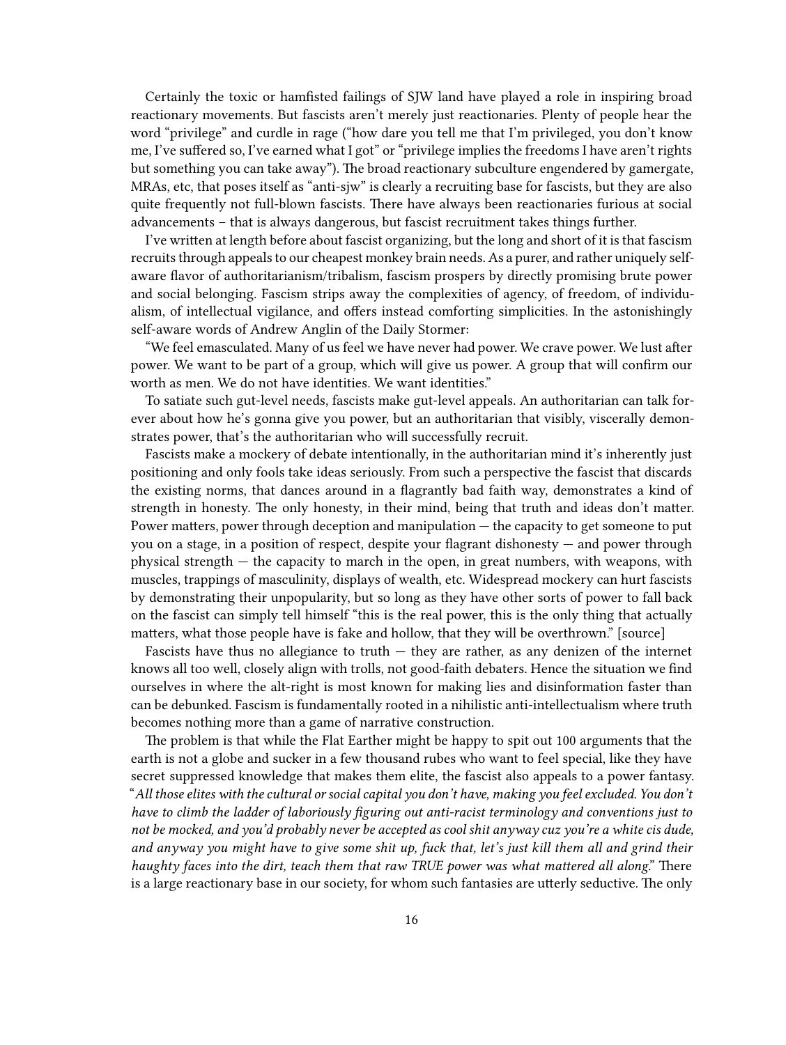Certainly the toxic or hamfisted failings of SJW land have played a role in inspiring broad reactionary movements. But fascists aren't merely just reactionaries. Plenty of people hear the word "privilege" and curdle in rage ("how dare you tell me that I'm privileged, you don't know me, I've suffered so, I've earned what I got" or "privilege implies the freedoms I have aren't rights but something you can take away"). The broad reactionary subculture engendered by gamergate, MRAs, etc, that poses itself as "anti-sjw" is clearly a recruiting base for fascists, but they are also quite frequently not full-blown fascists. There have always been reactionaries furious at social advancements – that is always dangerous, but fascist recruitment takes things further.

I've written at length before about fascist organizing, but the long and short of it is that fascism recruits through appeals to our cheapest monkey brain needs. As a purer, and rather uniquely self-aware flavor of authoritarianism/tribalism, fascism prospers by directly promising brute power and social belonging. Fascism strips away the complexities of agency, of freedom, of individualism, of intellectual vigilance, and offers instead comforting simplicities. In the astonishingly self-aware words of Andrew Anglin of the Daily Stormer:

"We feel emasculated. Many of us feel we have never had power. We crave power. We lust after power. We want to be part of a group, which will give us power. A group that will confirm our worth as men. We do not have identities. We want identities."

To satiate such gut-level needs, fascists make gut-level appeals. An authoritarian can talk forever about how he's gonna give you power, but an authoritarian that visibly, viscerally demonstrates power, that's the authoritarian who will successfully recruit.

Fascists make a mockery of debate intentionally, in the authoritarian mind it's inherently just positioning and only fools take ideas seriously. From such a perspective the fascist that discards the existing norms, that dances around in a flagrantly bad faith way, demonstrates a kind of strength in honesty. The only honesty, in their mind, being that truth and ideas don't matter. Power matters, power through deception and manipulation — the capacity to get someone to put you on a stage, in a position of respect, despite your flagrant dishonesty — and power through physical strength — the capacity to march in the open, in great numbers, with weapons, with muscles, trappings of masculinity, displays of wealth, etc. Widespread mockery can hurt fascists by demonstrating their unpopularity, but so long as they have other sorts of power to fall back on the fascist can simply tell himself "this is the real power, this is the only thing that actually matters, what those people have is fake and hollow, that they will be overthrown." [source]

Fascists have thus no allegiance to truth — they are rather, as any denizen of the internet knows all too well, closely align with trolls, not good-faith debaters. Hence the situation we find ourselves in where the alt-right is most known for making lies and disinformation faster than can be debunked. Fascism is fundamentally rooted in a nihilistic anti-intellectualism where truth becomes nothing more than a game of narrative construction.

The problem is that while the Flat Earther might be happy to spit out 100 arguments that the earth is not a globe and sucker in a few thousand rubes who want to feel special, like they have secret suppressed knowledge that makes them elite, the fascist also appeals to a power fantasy. "*All those elites with the cultural or social capital you don't have, making you feel excluded. You don't have to climb the ladder of laboriously figuring out anti-racist terminology and conventions just to not be mocked, and you'd probably never be accepted as cool shit anyway cuz you're a white cis dude, and anyway you might have to give some shit up, fuck that, let's just kill them all and grind their haughty faces into the dirt, teach them that raw TRUE power was what mattered all along.*" There is a large reactionary base in our society, for whom such fantasies are utterly seductive. The only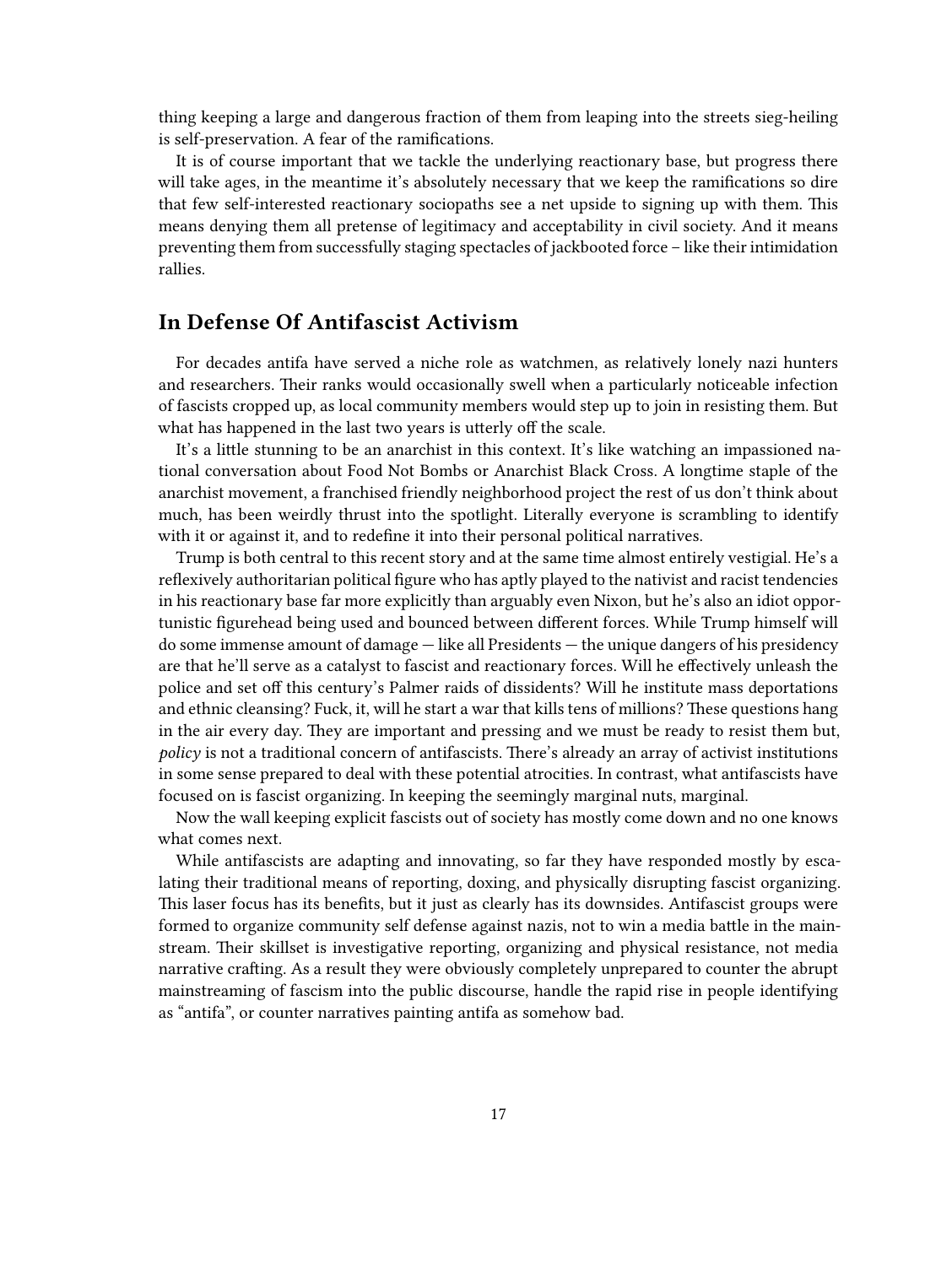thing keeping a large and dangerous fraction of them from leaping into the streets sieg-heiling is self-preservation. A fear of the ramifications.

It is of course important that we tackle the underlying reactionary base, but progress there will take ages, in the meantime it's absolutely necessary that we keep the ramifications so dire that few self-interested reactionary sociopaths see a net upside to signing up with them. This means denying them all pretense of legitimacy and acceptability in civil society. And it means preventing them from successfully staging spectacles of jackbooted force – like their intimidation rallies.

## In Defense Of Antifascist Activism

For decades antifa have served a niche role as watchmen, as relatively lonely nazi hunters and researchers. Their ranks would occasionally swell when a particularly noticeable infection of fascists cropped up, as local community members would step up to join in resisting them. But what has happened in the last two years is utterly off the scale.

It's a little stunning to be an anarchist in this context. It's like watching an impassioned national conversation about Food Not Bombs or Anarchist Black Cross. A longtime staple of the anarchist movement, a franchised friendly neighborhood project the rest of us don't think about much, has been weirdly thrust into the spotlight. Literally everyone is scrambling to identify with it or against it, and to redefine it into their personal political narratives.

Trump is both central to this recent story and at the same time almost entirely vestigial. He's a reflexively authoritarian political figure who has aptly played to the nativist and racist tendencies in his reactionary base far more explicitly than arguably even Nixon, but he's also an idiot opportunistic figurehead being used and bounced between different forces. While Trump himself will do some immense amount of damage — like all Presidents — the unique dangers of his presidency are that he'll serve as a catalyst to fascist and reactionary forces. Will he effectively unleash the police and set off this century's Palmer raids of dissidents? Will he institute mass deportations and ethnic cleansing? Fuck, it, will he start a war that kills tens of millions? These questions hang in the air every day. They are important and pressing and we must be ready to resist them but, *policy* is not a traditional concern of antifascists. There's already an array of activist institutions in some sense prepared to deal with these potential atrocities. In contrast, what antifascists have focused on is fascist organizing. In keeping the seemingly marginal nuts, marginal.

Now the wall keeping explicit fascists out of society has mostly come down and no one knows what comes next.

While antifascists are adapting and innovating, so far they have responded mostly by escalating their traditional means of reporting, doxing, and physically disrupting fascist organizing. This laser focus has its benefits, but it just as clearly has its downsides. Antifascist groups were formed to organize community self defense against nazis, not to win a media battle in the mainstream. Their skillset is investigative reporting, organizing and physical resistance, not media narrative crafting. As a result they were obviously completely unprepared to counter the abrupt mainstreaming of fascism into the public discourse, handle the rapid rise in people identifying as "antifa", or counter narratives painting antifa as somehow bad.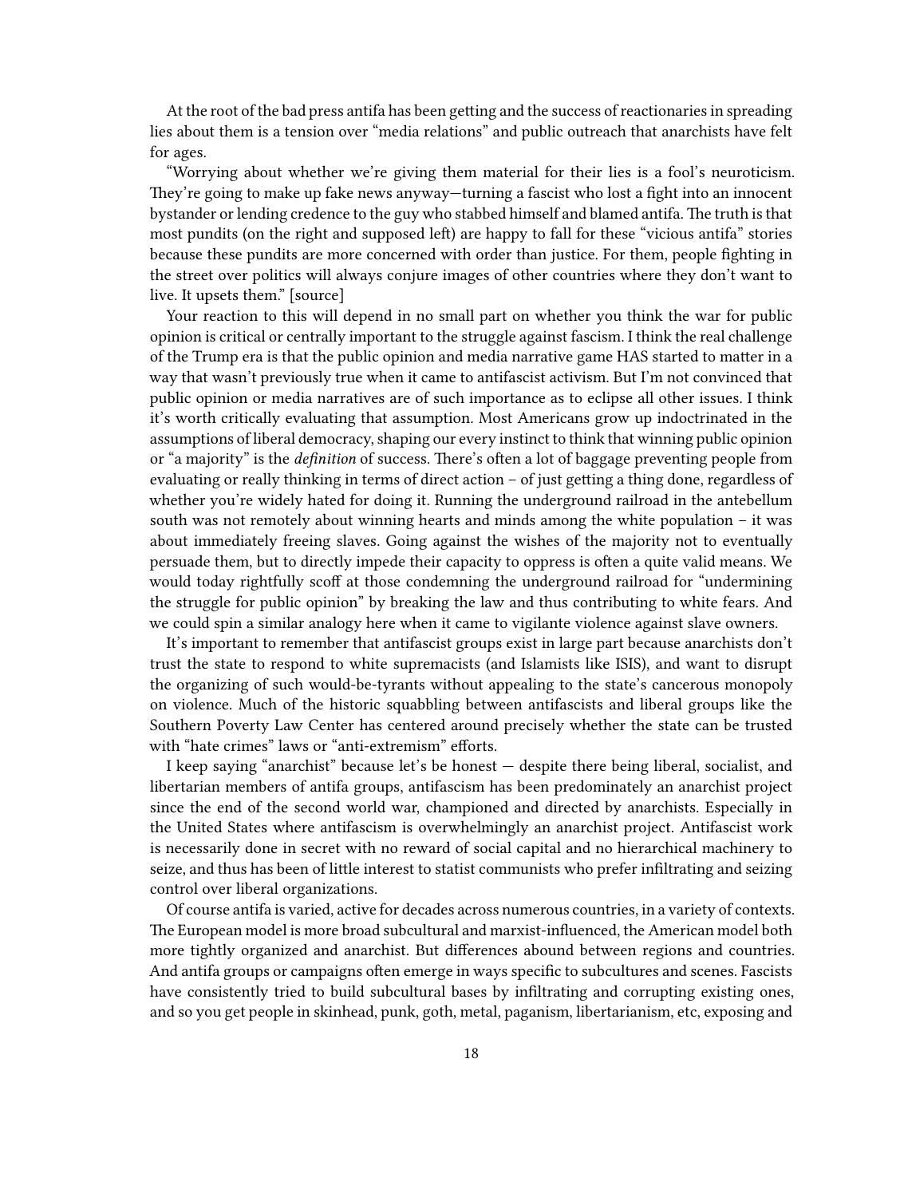At the root of the bad press antifa has been getting and the success of reactionaries in spreading lies about them is a tension over "media relations" and public outreach that anarchists have felt for ages.

"Worrying about whether we're giving them material for their lies is a fool's neuroticism. They're going to make up fake news anyway—turning a fascist who lost a fight into an innocent bystander or lending credence to the guy who stabbed himself and blamed antifa. The truth is that most pundits (on the right and supposed left) are happy to fall for these "vicious antifa" stories because these pundits are more concerned with order than justice. For them, people fighting in the street over politics will always conjure images of other countries where they don't want to live. It upsets them." [source]

Your reaction to this will depend in no small part on whether you think the war for public opinion is critical or centrally important to the struggle against fascism. I think the real challenge of the Trump era is that the public opinion and media narrative game HAS started to matter in a way that wasn't previously true when it came to antifascist activism. But I'm not convinced that public opinion or media narratives are of such importance as to eclipse all other issues. I think it's worth critically evaluating that assumption. Most Americans grow up indoctrinated in the assumptions of liberal democracy, shaping our every instinct to think that winning public opinion or "a majority" is the *definition* of success. There's often a lot of baggage preventing people from evaluating or really thinking in terms of direct action – of just getting a thing done, regardless of whether you're widely hated for doing it. Running the underground railroad in the antebellum south was not remotely about winning hearts and minds among the white population – it was about immediately freeing slaves. Going against the wishes of the majority not to eventually persuade them, but to directly impede their capacity to oppress is often a quite valid means. We would today rightfully scoff at those condemning the underground railroad for "undermining the struggle for public opinion" by breaking the law and thus contributing to white fears. And we could spin a similar analogy here when it came to vigilante violence against slave owners.

It's important to remember that antifascist groups exist in large part because anarchists don't trust the state to respond to white supremacists (and Islamists like ISIS), and want to disrupt the organizing of such would-be-tyrants without appealing to the state's cancerous monopoly on violence. Much of the historic squabbling between antifascists and liberal groups like the Southern Poverty Law Center has centered around precisely whether the state can be trusted with "hate crimes" laws or "anti-extremism" efforts.

I keep saying "anarchist" because let's be honest — despite there being liberal, socialist, and libertarian members of antifa groups, antifascism has been predominately an anarchist project since the end of the second world war, championed and directed by anarchists. Especially in the United States where antifascism is overwhelmingly an anarchist project. Antifascist work is necessarily done in secret with no reward of social capital and no hierarchical machinery to seize, and thus has been of little interest to statist communists who prefer infiltrating and seizing control over liberal organizations.

Of course antifa is varied, active for decades across numerous countries, in a variety of contexts. The European model is more broad subcultural and marxist-influenced, the American model both more tightly organized and anarchist. But differences abound between regions and countries. And antifa groups or campaigns often emerge in ways specific to subcultures and scenes. Fascists have consistently tried to build subcultural bases by infiltrating and corrupting existing ones, and so you get people in skinhead, punk, goth, metal, paganism, libertarianism, etc, exposing and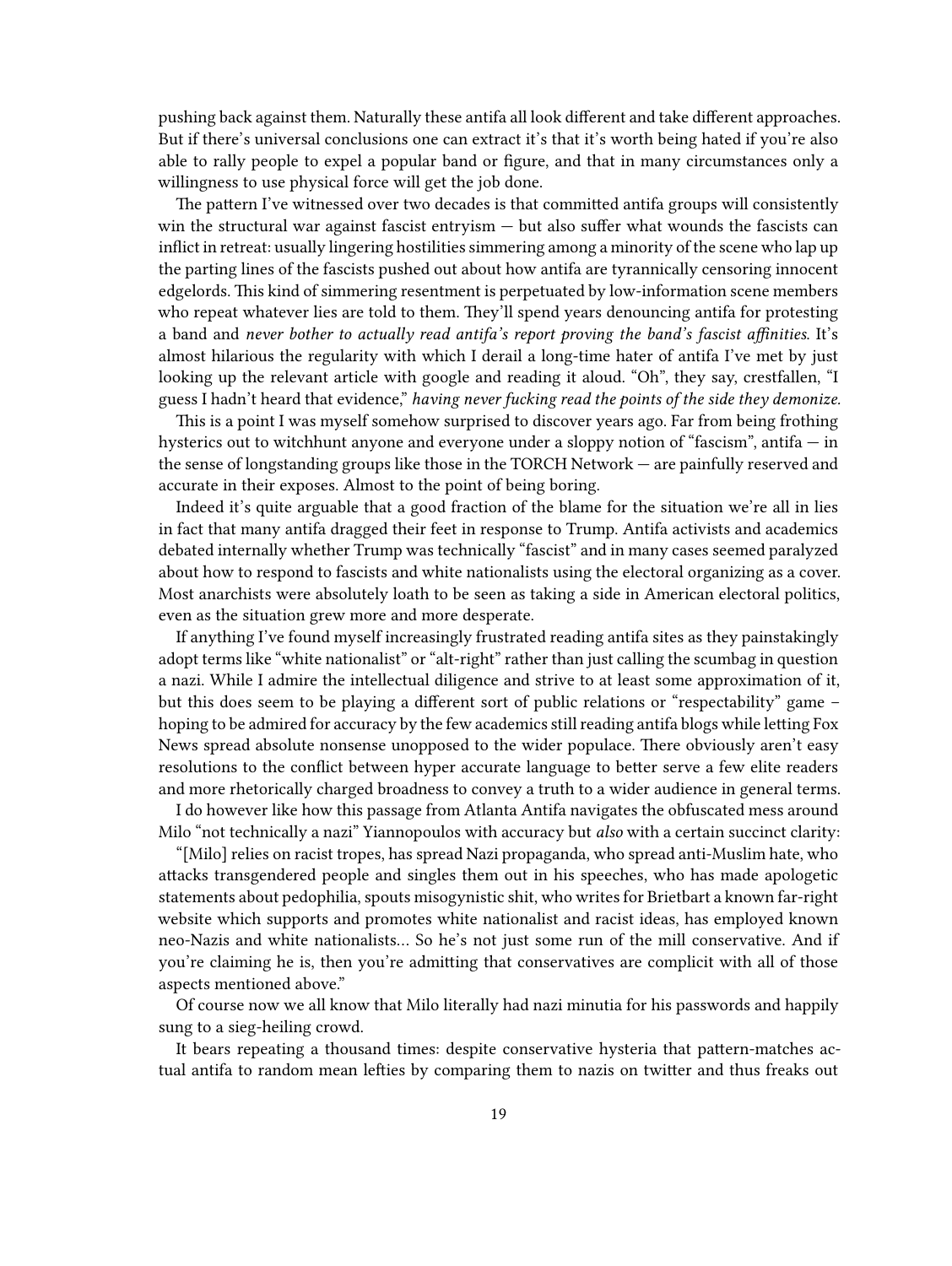pushing back against them. Naturally these antifa all look different and take different approaches. But if there's universal conclusions one can extract it's that it's worth being hated if you're also able to rally people to expel a popular band or figure, and that in many circumstances only a willingness to use physical force will get the job done.

The pattern I've witnessed over two decades is that committed antifa groups will consistently win the structural war against fascist entryism — but also suffer what wounds the fascists can inflict in retreat: usually lingering hostilities simmering among a minority of the scene who lap up the parting lines of the fascists pushed out about how antifa are tyrannically censoring innocent edgelords. This kind of simmering resentment is perpetuated by low-information scene members who repeat whatever lies are told to them. They'll spend years denouncing antifa for protesting a band and *never bother to actually read antifa's report proving the band's fascist affinities*. It's almost hilarious the regularity with which I derail a long-time hater of antifa I've met by just looking up the relevant article with google and reading it aloud. "Oh", they say, crestfallen, "I guess I hadn't heard that evidence," *having never fucking read the points of the side they demonize.*

This is a point I was myself somehow surprised to discover years ago. Far from being frothing hysterics out to witchhunt anyone and everyone under a sloppy notion of "fascism", antifa — in the sense of longstanding groups like those in the TORCH Network — are painfully reserved and accurate in their exposes. Almost to the point of being boring.

Indeed it's quite arguable that a good fraction of the blame for the situation we're all in lies in fact that many antifa dragged their feet in response to Trump. Antifa activists and academics debated internally whether Trump was technically "fascist" and in many cases seemed paralyzed about how to respond to fascists and white nationalists using the electoral organizing as a cover. Most anarchists were absolutely loath to be seen as taking a side in American electoral politics, even as the situation grew more and more desperate.

If anything I've found myself increasingly frustrated reading antifa sites as they painstakingly adopt terms like "white nationalist" or "alt-right" rather than just calling the scumbag in question a nazi. While I admire the intellectual diligence and strive to at least some approximation of it, but this does seem to be playing a different sort of public relations or "respectability" game – hoping to be admired for accuracy by the few academics still reading antifa blogs while letting Fox News spread absolute nonsense unopposed to the wider populace. There obviously aren't easy resolutions to the conflict between hyper accurate language to better serve a few elite readers and more rhetorically charged broadness to convey a truth to a wider audience in general terms.

I do however like how this passage from Atlanta Antifa navigates the obfuscated mess around Milo "not technically a nazi" Yiannopoulos with accuracy but *also* with a certain succinct clarity:

"[Milo] relies on racist tropes, has spread Nazi propaganda, who spread anti-Muslim hate, who attacks transgendered people and singles them out in his speeches, who has made apologetic statements about pedophilia, spouts misogynistic shit, who writes for Brietbart a known far-right website which supports and promotes white nationalist and racist ideas, has employed known neo-Nazis and white nationalists… So he's not just some run of the mill conservative. And if you're claiming he is, then you're admitting that conservatives are complicit with all of those aspects mentioned above."

Of course now we all know that Milo literally had nazi minutia for his passwords and happily sung to a sieg-heiling crowd.

It bears repeating a thousand times: despite conservative hysteria that pattern-matches actual antifa to random mean lefties by comparing them to nazis on twitter and thus freaks out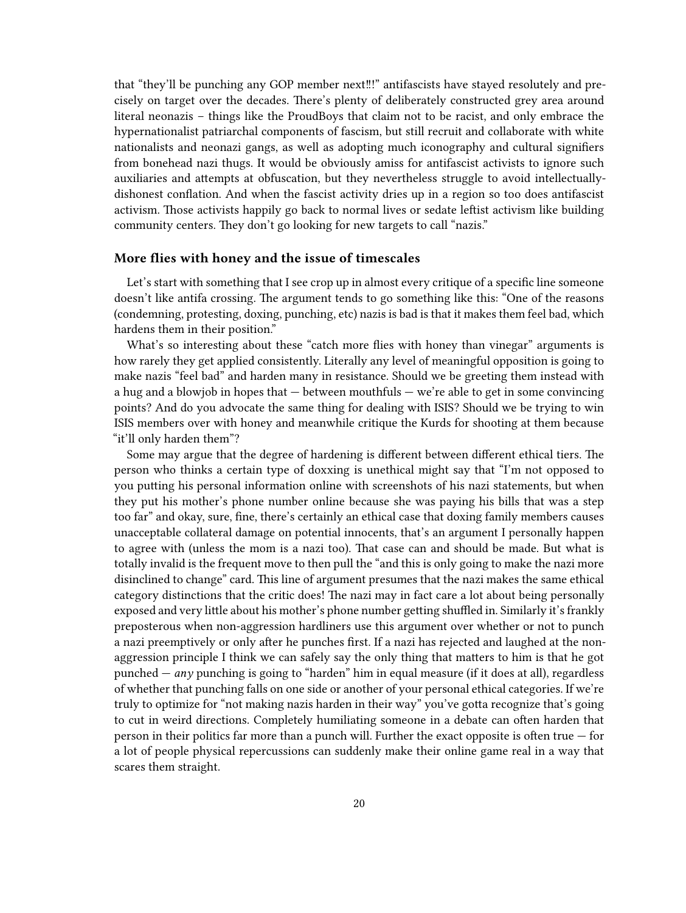that "they'll be punching any GOP member next‼!" antifascists have stayed resolutely and precisely on target over the decades. There's plenty of deliberately constructed grey area around literal neonazis – things like the ProudBoys that claim not to be racist, and only embrace the hypernationalist patriarchal components of fascism, but still recruit and collaborate with white nationalists and neonazi gangs, as well as adopting much iconography and cultural signifiers from bonehead nazi thugs. It would be obviously amiss for antifascist activists to ignore such auxiliaries and attempts at obfuscation, but they nevertheless struggle to avoid intellectually-dishonest conflation. And when the fascist activity dries up in a region so too does antifascist activism. Those activists happily go back to normal lives or sedate leftist activism like building community centers. They don't go looking for new targets to call "nazis."

### More flies with honey and the issue of timescales

Let's start with something that I see crop up in almost every critique of a specific line someone doesn't like antifa crossing. The argument tends to go something like this: "One of the reasons (condemning, protesting, doxing, punching, etc) nazis is bad is that it makes them feel bad, which hardens them in their position."

What's so interesting about these "catch more flies with honey than vinegar" arguments is how rarely they get applied consistently. Literally any level of meaningful opposition is going to make nazis "feel bad" and harden many in resistance. Should we be greeting them instead with a hug and a blowjob in hopes that — between mouthfuls — we're able to get in some convincing points? And do you advocate the same thing for dealing with ISIS? Should we be trying to win ISIS members over with honey and meanwhile critique the Kurds for shooting at them because "it'll only harden them"?

Some may argue that the degree of hardening is different between different ethical tiers. The person who thinks a certain type of doxxing is unethical might say that "I'm not opposed to you putting his personal information online with screenshots of his nazi statements, but when they put his mother's phone number online because she was paying his bills that was a step too far" and okay, sure, fine, there's certainly an ethical case that doxing family members causes unacceptable collateral damage on potential innocents, that's an argument I personally happen to agree with (unless the mom is a nazi too). That case can and should be made. But what is totally invalid is the frequent move to then pull the "and this is only going to make the nazi more disinclined to change" card. This line of argument presumes that the nazi makes the same ethical category distinctions that the critic does! The nazi may in fact care a lot about being personally exposed and very little about his mother's phone number getting shuffled in. Similarly it's frankly preposterous when non-aggression hardliners use this argument over whether or not to punch a nazi preemptively or only after he punches first. If a nazi has rejected and laughed at the non-aggression principle I think we can safely say the only thing that matters to him is that he got punched — *any* punching is going to "harden" him in equal measure (if it does at all), regardless of whether that punching falls on one side or another of your personal ethical categories. If we're truly to optimize for "not making nazis harden in their way" you've gotta recognize that's going to cut in weird directions. Completely humiliating someone in a debate can often harden that person in their politics far more than a punch will. Further the exact opposite is often true — for a lot of people physical repercussions can suddenly make their online game real in a way that scares them straight.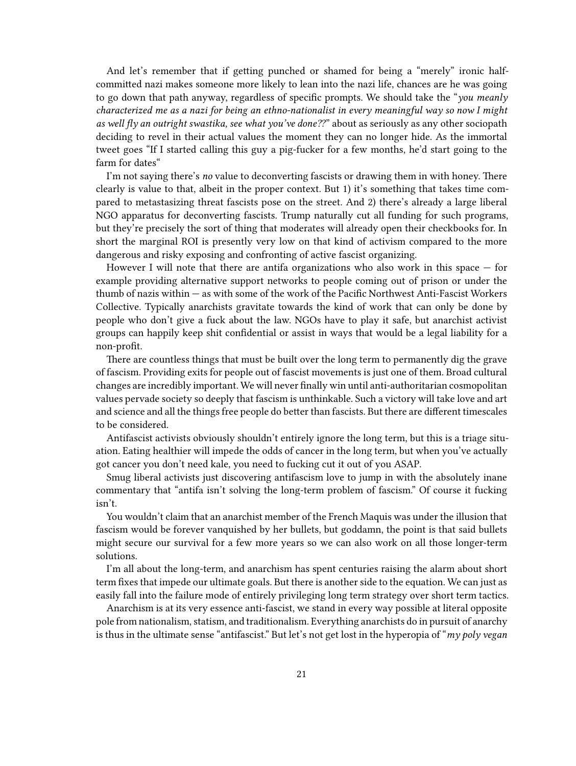And let's remember that if getting punched or shamed for being a "merely" ironic half-committed nazi makes someone more likely to lean into the nazi life, chances are he was going to go down that path anyway, regardless of specific prompts. We should take the "*you meanly characterized me as a nazi for being an ethno-nationalist in every meaningful way so now I might as well fly an outright swastika, see what you've done??*" about as seriously as any other sociopath deciding to revel in their actual values the moment they can no longer hide. As the immortal tweet goes "If I started calling this guy a pig-fucker for a few months, he'd start going to the farm for dates"

I'm not saying there's *no* value to deconverting fascists or drawing them in with honey. There clearly is value to that, albeit in the proper context. But 1) it's something that takes time compared to metastasizing threat fascists pose on the street. And 2) there's already a large liberal NGO apparatus for deconverting fascists. Trump naturally cut all funding for such programs, but they're precisely the sort of thing that moderates will already open their checkbooks for. In short the marginal ROI is presently very low on that kind of activism compared to the more dangerous and risky exposing and confronting of active fascist organizing.

However I will note that there are antifa organizations who also work in this space — for example providing alternative support networks to people coming out of prison or under the thumb of nazis within — as with some of the work of the Pacific Northwest Anti-Fascist Workers Collective. Typically anarchists gravitate towards the kind of work that can only be done by people who don't give a fuck about the law. NGOs have to play it safe, but anarchist activist groups can happily keep shit confidential or assist in ways that would be a legal liability for a non-profit.

There are countless things that must be built over the long term to permanently dig the grave of fascism. Providing exits for people out of fascist movements is just one of them. Broad cultural changes are incredibly important. We will never finally win until anti-authoritarian cosmopolitan values pervade society so deeply that fascism is unthinkable. Such a victory will take love and art and science and all the things free people do better than fascists. But there are different timescales to be considered.

Antifascist activists obviously shouldn't entirely ignore the long term, but this is a triage situation. Eating healthier will impede the odds of cancer in the long term, but when you've actually got cancer you don't need kale, you need to fucking cut it out of you ASAP.

Smug liberal activists just discovering antifascism love to jump in with the absolutely inane commentary that "antifa isn't solving the long-term problem of fascism." Of course it fucking isn't.

You wouldn't claim that an anarchist member of the French Maquis was under the illusion that fascism would be forever vanquished by her bullets, but goddamn, the point is that said bullets might secure our survival for a few more years so we can also work on all those longer-term solutions.

I'm all about the long-term, and anarchism has spent centuries raising the alarm about short term fixes that impede our ultimate goals. But there is another side to the equation. We can just as easily fall into the failure mode of entirely privileging long term strategy over short term tactics.

Anarchism is at its very essence anti-fascist, we stand in every way possible at literal opposite pole from nationalism, statism, and traditionalism. Everything anarchists do in pursuit of anarchy is thus in the ultimate sense "antifascist." But let's not get lost in the hyperopia of "*my poly vegan*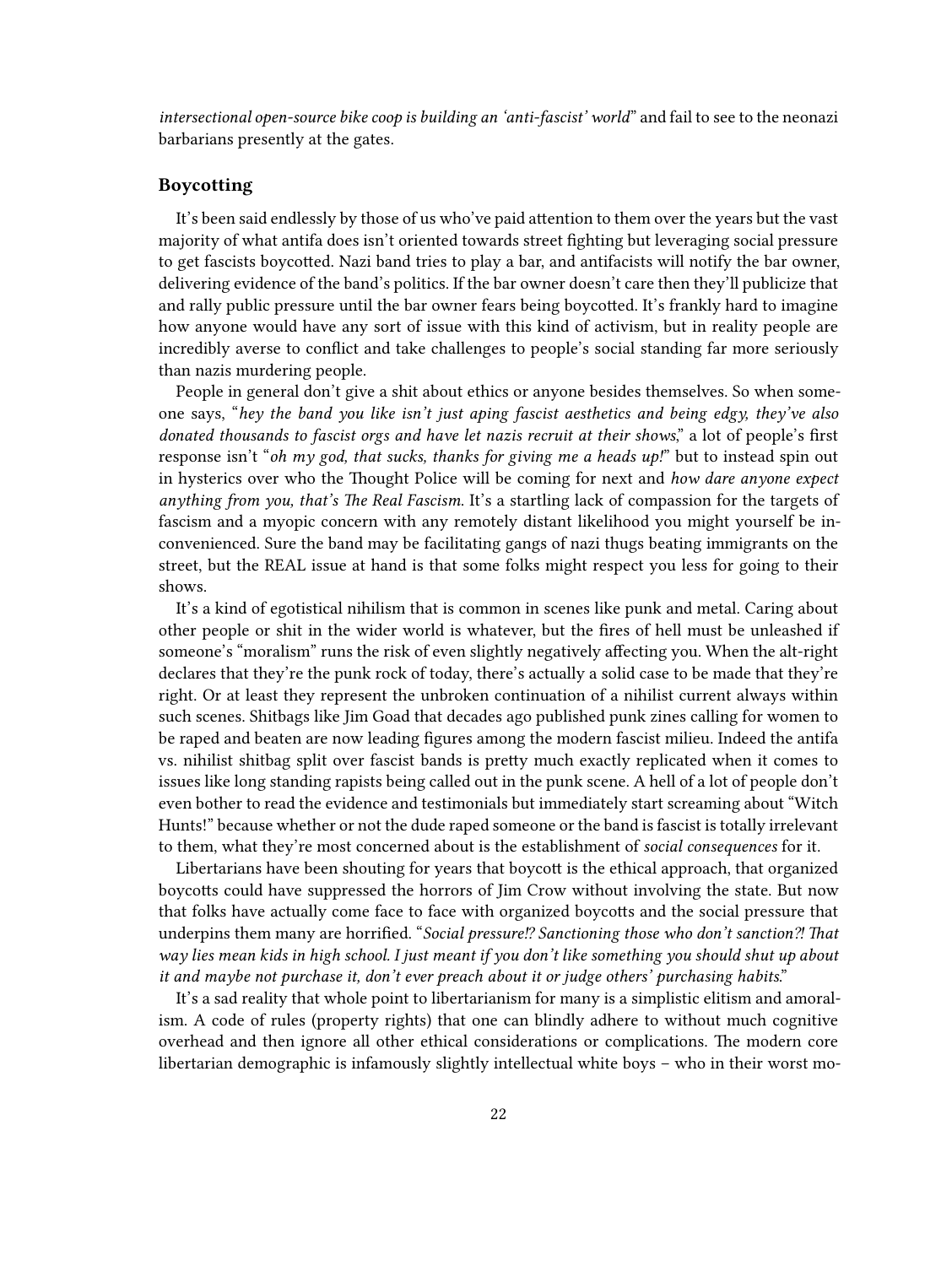*intersectional open-source bike coop is building an 'anti-fascist' world*" and fail to see to the neonazi barbarians presently at the gates.

### Boycotting

It's been said endlessly by those of us who've paid attention to them over the years but the vast majority of what antifa does isn't oriented towards street fighting but leveraging social pressure to get fascists boycotted. Nazi band tries to play a bar, and antifacists will notify the bar owner, delivering evidence of the band's politics. If the bar owner doesn't care then they'll publicize that and rally public pressure until the bar owner fears being boycotted. It's frankly hard to imagine how anyone would have any sort of issue with this kind of activism, but in reality people are incredibly averse to conflict and take challenges to people's social standing far more seriously than nazis murdering people.

People in general don't give a shit about ethics or anyone besides themselves. So when someone says, "*hey the band you like isn't just aping fascist aesthetics and being edgy, they've also donated thousands to fascist orgs and have let nazis recruit at their shows*," a lot of people's first response isn't "*oh my god, that sucks, thanks for giving me a heads up!*" but to instead spin out in hysterics over who the Thought Police will be coming for next and *how dare anyone expect anything from you, that's The Real Fascism.* It's a startling lack of compassion for the targets of fascism and a myopic concern with any remotely distant likelihood you might yourself be inconvenienced. Sure the band may be facilitating gangs of nazi thugs beating immigrants on the street, but the REAL issue at hand is that some folks might respect you less for going to their shows.

It's a kind of egotistical nihilism that is common in scenes like punk and metal. Caring about other people or shit in the wider world is whatever, but the fires of hell must be unleashed if someone's "moralism" runs the risk of even slightly negatively affecting you. When the alt-right declares that they're the punk rock of today, there's actually a solid case to be made that they're right. Or at least they represent the unbroken continuation of a nihilist current always within such scenes. Shitbags like Jim Goad that decades ago published punk zines calling for women to be raped and beaten are now leading figures among the modern fascist milieu. Indeed the antifa vs. nihilist shitbag split over fascist bands is pretty much exactly replicated when it comes to issues like long standing rapists being called out in the punk scene. A hell of a lot of people don't even bother to read the evidence and testimonials but immediately start screaming about "Witch Hunts!" because whether or not the dude raped someone or the band is fascist is totally irrelevant to them, what they're most concerned about is the establishment of *social consequences* for it.

Libertarians have been shouting for years that boycott is the ethical approach, that organized boycotts could have suppressed the horrors of Jim Crow without involving the state. But now that folks have actually come face to face with organized boycotts and the social pressure that underpins them many are horrified. "*Social pressure!? Sanctioning those who don't sanction?! That way lies mean kids in high school. I just meant if you don't like something you should shut up about it and maybe not purchase it, don't ever preach about it or judge others' purchasing habits.*"

It's a sad reality that whole point to libertarianism for many is a simplistic elitism and amoralism. A code of rules (property rights) that one can blindly adhere to without much cognitive overhead and then ignore all other ethical considerations or complications. The modern core libertarian demographic is infamously slightly intellectual white boys – who in their worst mo-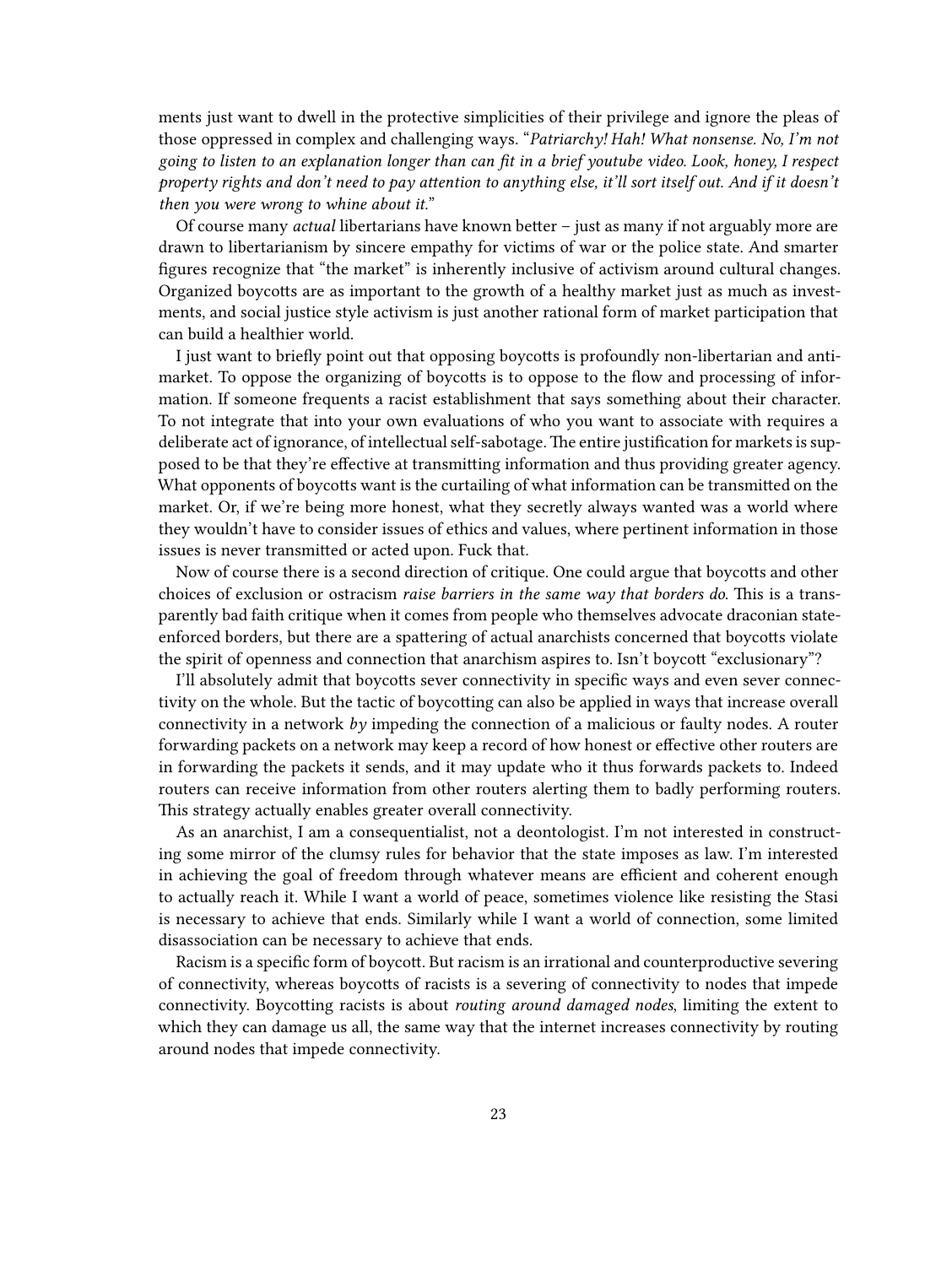ments just want to dwell in the protective simplicities of their privilege and ignore the pleas of those oppressed in complex and challenging ways. "*Patriarchy! Hah! What nonsense. No, I'm not going to listen to an explanation longer than can fit in a brief youtube video. Look, honey, I respect property rights and don't need to pay attention to anything else, it'll sort itself out. And if it doesn't then you were wrong to whine about it.*"

Of course many *actual* libertarians have known better – just as many if not arguably more are drawn to libertarianism by sincere empathy for victims of war or the police state. And smarter figures recognize that "the market" is inherently inclusive of activism around cultural changes. Organized boycotts are as important to the growth of a healthy market just as much as investments, and social justice style activism is just another rational form of market participation that can build a healthier world.

I just want to briefly point out that opposing boycotts is profoundly non-libertarian and anti-market. To oppose the organizing of boycotts is to oppose to the flow and processing of information. If someone frequents a racist establishment that says something about their character. To not integrate that into your own evaluations of who you want to associate with requires a deliberate act of ignorance, of intellectual self-sabotage. The entire justification for markets is supposed to be that they're effective at transmitting information and thus providing greater agency. What opponents of boycotts want is the curtailing of what information can be transmitted on the market. Or, if we're being more honest, what they secretly always wanted was a world where they wouldn't have to consider issues of ethics and values, where pertinent information in those issues is never transmitted or acted upon. Fuck that.

Now of course there is a second direction of critique. One could argue that boycotts and other choices of exclusion or ostracism *raise barriers in the same way that borders do*. This is a transparently bad faith critique when it comes from people who themselves advocate draconian state-enforced borders, but there are a spattering of actual anarchists concerned that boycotts violate the spirit of openness and connection that anarchism aspires to. Isn't boycott "exclusionary"?

I'll absolutely admit that boycotts sever connectivity in specific ways and even sever connectivity on the whole. But the tactic of boycotting can also be applied in ways that increase overall connectivity in a network *by* impeding the connection of a malicious or faulty nodes. A router forwarding packets on a network may keep a record of how honest or effective other routers are in forwarding the packets it sends, and it may update who it thus forwards packets to. Indeed routers can receive information from other routers alerting them to badly performing routers. This strategy actually enables greater overall connectivity.

As an anarchist, I am a consequentialist, not a deontologist. I'm not interested in constructing some mirror of the clumsy rules for behavior that the state imposes as law. I'm interested in achieving the goal of freedom through whatever means are efficient and coherent enough to actually reach it. While I want a world of peace, sometimes violence like resisting the Stasi is necessary to achieve that ends. Similarly while I want a world of connection, some limited disassociation can be necessary to achieve that ends.

Racism is a specific form of boycott. But racism is an irrational and counterproductive severing of connectivity, whereas boycotts of racists is a severing of connectivity to nodes that impede connectivity. Boycotting racists is about *routing around damaged nodes*, limiting the extent to which they can damage us all, the same way that the internet increases connectivity by routing around nodes that impede connectivity.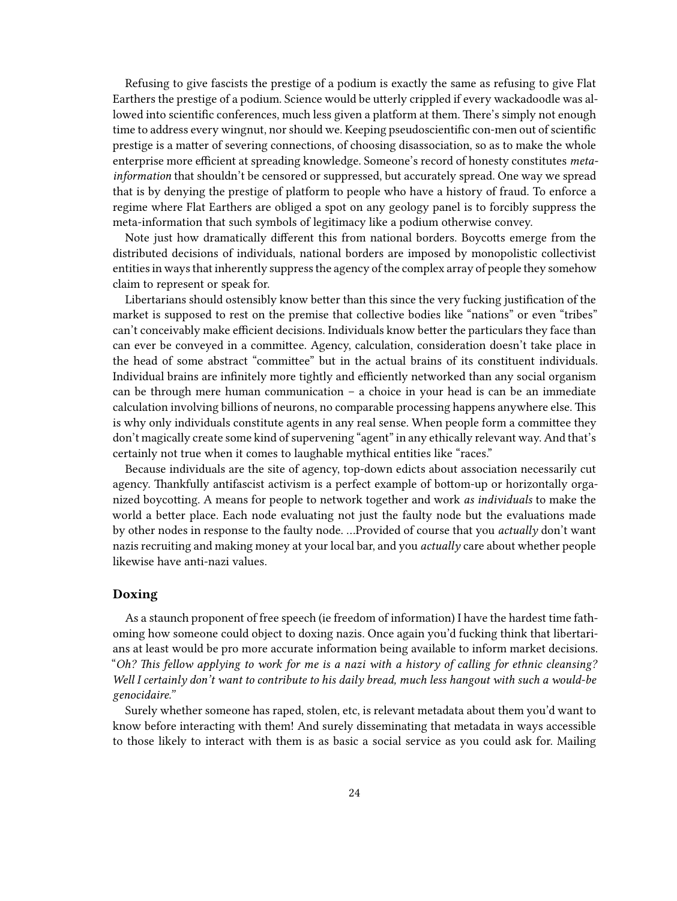Refusing to give fascists the prestige of a podium is exactly the same as refusing to give Flat Earthers the prestige of a podium. Science would be utterly crippled if every wackadoodle was allowed into scientific conferences, much less given a platform at them. There's simply not enough time to address every wingnut, nor should we. Keeping pseudoscientific con-men out of scientific prestige is a matter of severing connections, of choosing disassociation, so as to make the whole enterprise more efficient at spreading knowledge. Someone's record of honesty constitutes *meta-information* that shouldn't be censored or suppressed, but accurately spread. One way we spread that is by denying the prestige of platform to people who have a history of fraud. To enforce a regime where Flat Earthers are obliged a spot on any geology panel is to forcibly suppress the meta-information that such symbols of legitimacy like a podium otherwise convey.

Note just how dramatically different this from national borders. Boycotts emerge from the distributed decisions of individuals, national borders are imposed by monopolistic collectivist entities in ways that inherently suppress the agency of the complex array of people they somehow claim to represent or speak for.

Libertarians should ostensibly know better than this since the very fucking justification of the market is supposed to rest on the premise that collective bodies like "nations" or even "tribes" can't conceivably make efficient decisions. Individuals know better the particulars they face than can ever be conveyed in a committee. Agency, calculation, consideration doesn't take place in the head of some abstract "committee" but in the actual brains of its constituent individuals. Individual brains are infinitely more tightly and efficiently networked than any social organism can be through mere human communication – a choice in your head is can be an immediate calculation involving billions of neurons, no comparable processing happens anywhere else. This is why only individuals constitute agents in any real sense. When people form a committee they don't magically create some kind of supervening "agent" in any ethically relevant way. And that's certainly not true when it comes to laughable mythical entities like "races."

Because individuals are the site of agency, top-down edicts about association necessarily cut agency. Thankfully antifascist activism is a perfect example of bottom-up or horizontally organized boycotting. A means for people to network together and work *as individuals* to make the world a better place. Each node evaluating not just the faulty node but the evaluations made by other nodes in response to the faulty node. …Provided of course that you *actually* don't want nazis recruiting and making money at your local bar, and you *actually* care about whether people likewise have anti-nazi values.

### Doxing

As a staunch proponent of free speech (ie freedom of information) I have the hardest time fathoming how someone could object to doxing nazis. Once again you'd fucking think that libertarians at least would be pro more accurate information being available to inform market decisions. "*Oh? This fellow applying to work for me is a nazi with a history of calling for ethnic cleansing? Well I certainly don't want to contribute to his daily bread, much less hangout with such a would-be genocidaire.*"

Surely whether someone has raped, stolen, etc, is relevant metadata about them you'd want to know before interacting with them! And surely disseminating that metadata in ways accessible to those likely to interact with them is as basic a social service as you could ask for. Mailing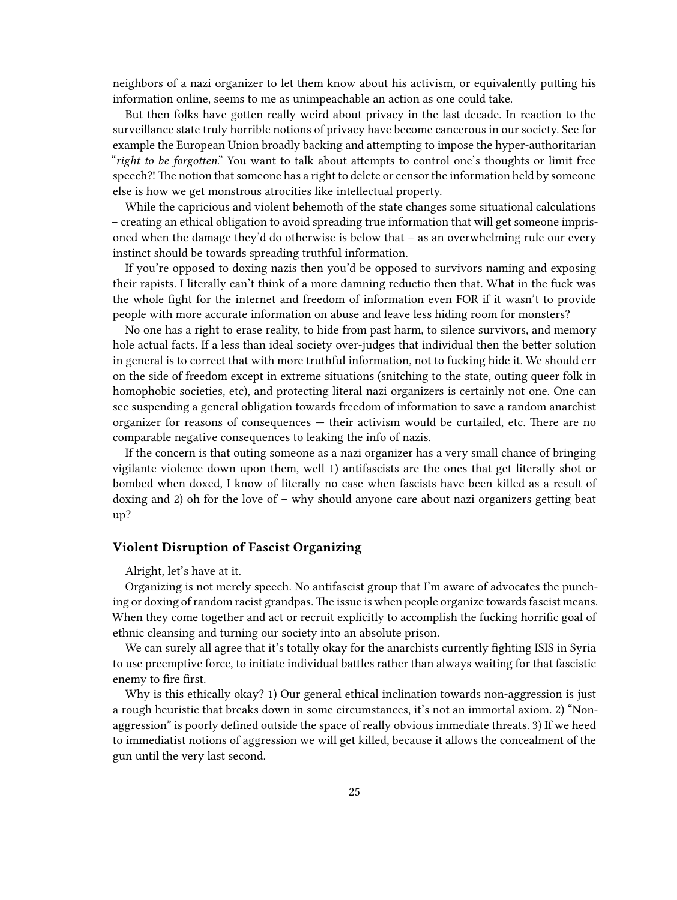neighbors of a nazi organizer to let them know about his activism, or equivalently putting his information online, seems to me as unimpeachable an action as one could take.

But then folks have gotten really weird about privacy in the last decade. In reaction to the surveillance state truly horrible notions of privacy have become cancerous in our society. See for example the European Union broadly backing and attempting to impose the hyper-authoritarian "*right to be forgotten*." You want to talk about attempts to control one's thoughts or limit free speech?! The notion that someone has a right to delete or censor the information held by someone else is how we get monstrous atrocities like intellectual property.

While the capricious and violent behemoth of the state changes some situational calculations – creating an ethical obligation to avoid spreading true information that will get someone imprisoned when the damage they'd do otherwise is below that – as an overwhelming rule our every instinct should be towards spreading truthful information.

If you're opposed to doxing nazis then you'd be opposed to survivors naming and exposing their rapists. I literally can't think of a more damning reductio then that. What in the fuck was the whole fight for the internet and freedom of information even FOR if it wasn't to provide people with more accurate information on abuse and leave less hiding room for monsters?

No one has a right to erase reality, to hide from past harm, to silence survivors, and memory hole actual facts. If a less than ideal society over-judges that individual then the better solution in general is to correct that with more truthful information, not to fucking hide it. We should err on the side of freedom except in extreme situations (snitching to the state, outing queer folk in homophobic societies, etc), and protecting literal nazi organizers is certainly not one. One can see suspending a general obligation towards freedom of information to save a random anarchist organizer for reasons of consequences — their activism would be curtailed, etc. There are no comparable negative consequences to leaking the info of nazis.

If the concern is that outing someone as a nazi organizer has a very small chance of bringing vigilante violence down upon them, well 1) antifascists are the ones that get literally shot or bombed when doxed, I know of literally no case when fascists have been killed as a result of doxing and 2) oh for the love of – why should anyone care about nazi organizers getting beat up?

### Violent Disruption of Fascist Organizing

Alright, let's have at it.

Organizing is not merely speech. No antifascist group that I'm aware of advocates the punching or doxing of random racist grandpas. The issue is when people organize towards fascist means. When they come together and act or recruit explicitly to accomplish the fucking horrific goal of ethnic cleansing and turning our society into an absolute prison.

We can surely all agree that it's totally okay for the anarchists currently fighting ISIS in Syria to use preemptive force, to initiate individual battles rather than always waiting for that fascistic enemy to fire first.

Why is this ethically okay? 1) Our general ethical inclination towards non-aggression is just a rough heuristic that breaks down in some circumstances, it's not an immortal axiom. 2) "Non-aggression" is poorly defined outside the space of really obvious immediate threats. 3) If we heed to immediatist notions of aggression we will get killed, because it allows the concealment of the gun until the very last second.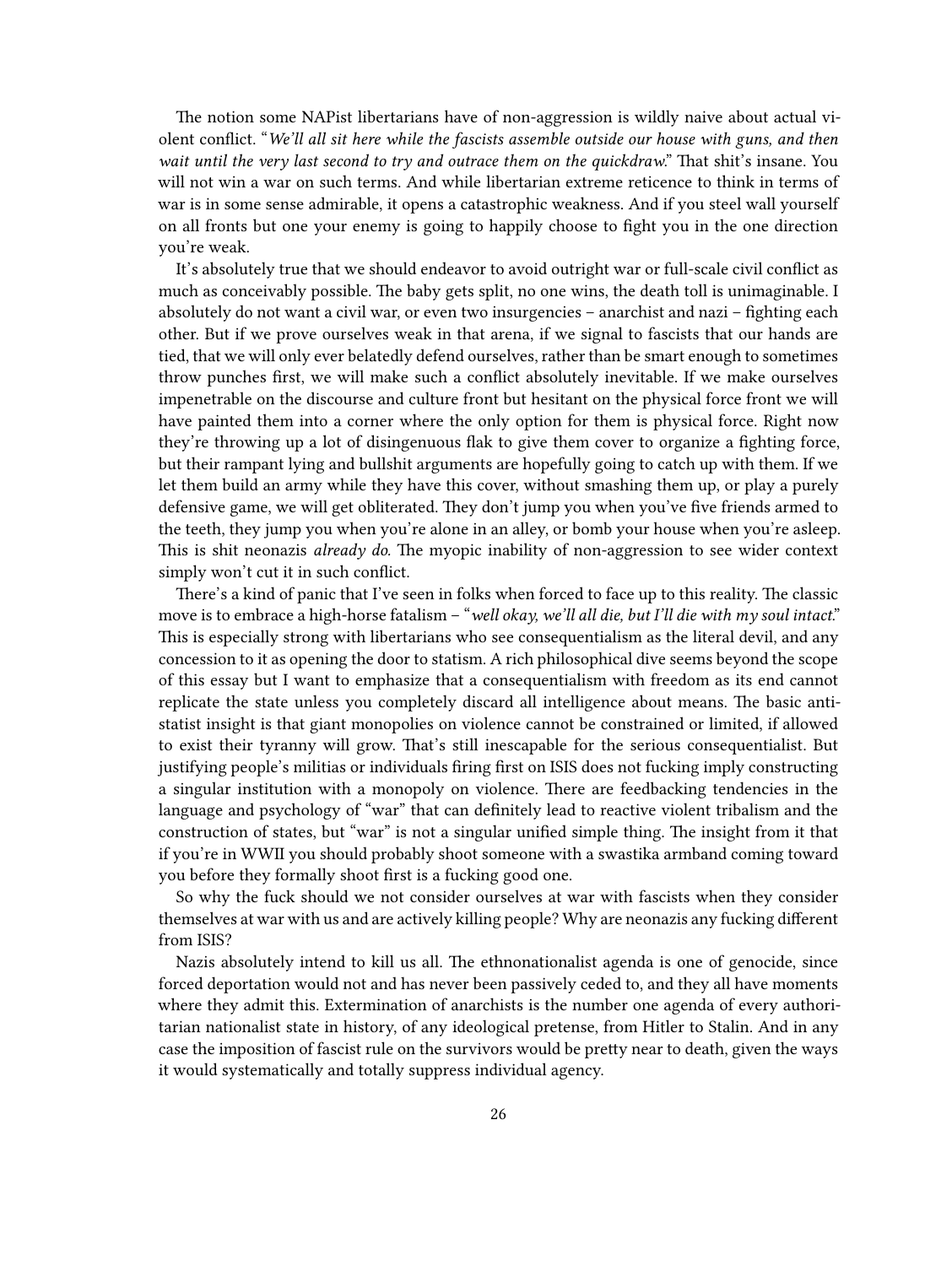The notion some NAPist libertarians have of non-aggression is wildly naive about actual violent conflict. "*We'll all sit here while the fascists assemble outside our house with guns, and then wait until the very last second to try and outrace them on the quickdraw.*" That shit's insane. You will not win a war on such terms. And while libertarian extreme reticence to think in terms of war is in some sense admirable, it opens a catastrophic weakness. And if you steel wall yourself on all fronts but one your enemy is going to happily choose to fight you in the one direction you're weak.

It's absolutely true that we should endeavor to avoid outright war or full-scale civil conflict as much as conceivably possible. The baby gets split, no one wins, the death toll is unimaginable. I absolutely do not want a civil war, or even two insurgencies – anarchist and nazi – fighting each other. But if we prove ourselves weak in that arena, if we signal to fascists that our hands are tied, that we will only ever belatedly defend ourselves, rather than be smart enough to sometimes throw punches first, we will make such a conflict absolutely inevitable. If we make ourselves impenetrable on the discourse and culture front but hesitant on the physical force front we will have painted them into a corner where the only option for them is physical force. Right now they're throwing up a lot of disingenuous flak to give them cover to organize a fighting force, but their rampant lying and bullshit arguments are hopefully going to catch up with them. If we let them build an army while they have this cover, without smashing them up, or play a purely defensive game, we will get obliterated. They don't jump you when you've five friends armed to the teeth, they jump you when you're alone in an alley, or bomb your house when you're asleep. This is shit neonazis *already do.* The myopic inability of non-aggression to see wider context simply won't cut it in such conflict.

There's a kind of panic that I've seen in folks when forced to face up to this reality. The classic move is to embrace a high-horse fatalism – "*well okay, we'll all die, but I'll die with my soul intact.*" This is especially strong with libertarians who see consequentialism as the literal devil, and any concession to it as opening the door to statism. A rich philosophical dive seems beyond the scope of this essay but I want to emphasize that a consequentialism with freedom as its end cannot replicate the state unless you completely discard all intelligence about means. The basic anti-statist insight is that giant monopolies on violence cannot be constrained or limited, if allowed to exist their tyranny will grow. That's still inescapable for the serious consequentialist. But justifying people's militias or individuals firing first on ISIS does not fucking imply constructing a singular institution with a monopoly on violence. There are feedbacking tendencies in the language and psychology of "war" that can definitely lead to reactive violent tribalism and the construction of states, but "war" is not a singular unified simple thing. The insight from it that if you're in WWII you should probably shoot someone with a swastika armband coming toward you before they formally shoot first is a fucking good one.

So why the fuck should we not consider ourselves at war with fascists when they consider themselves at war with us and are actively killing people? Why are neonazis any fucking different from ISIS?

Nazis absolutely intend to kill us all. The ethnonationalist agenda is one of genocide, since forced deportation would not and has never been passively ceded to, and they all have moments where they admit this. Extermination of anarchists is the number one agenda of every authoritarian nationalist state in history, of any ideological pretense, from Hitler to Stalin. And in any case the imposition of fascist rule on the survivors would be pretty near to death, given the ways it would systematically and totally suppress individual agency.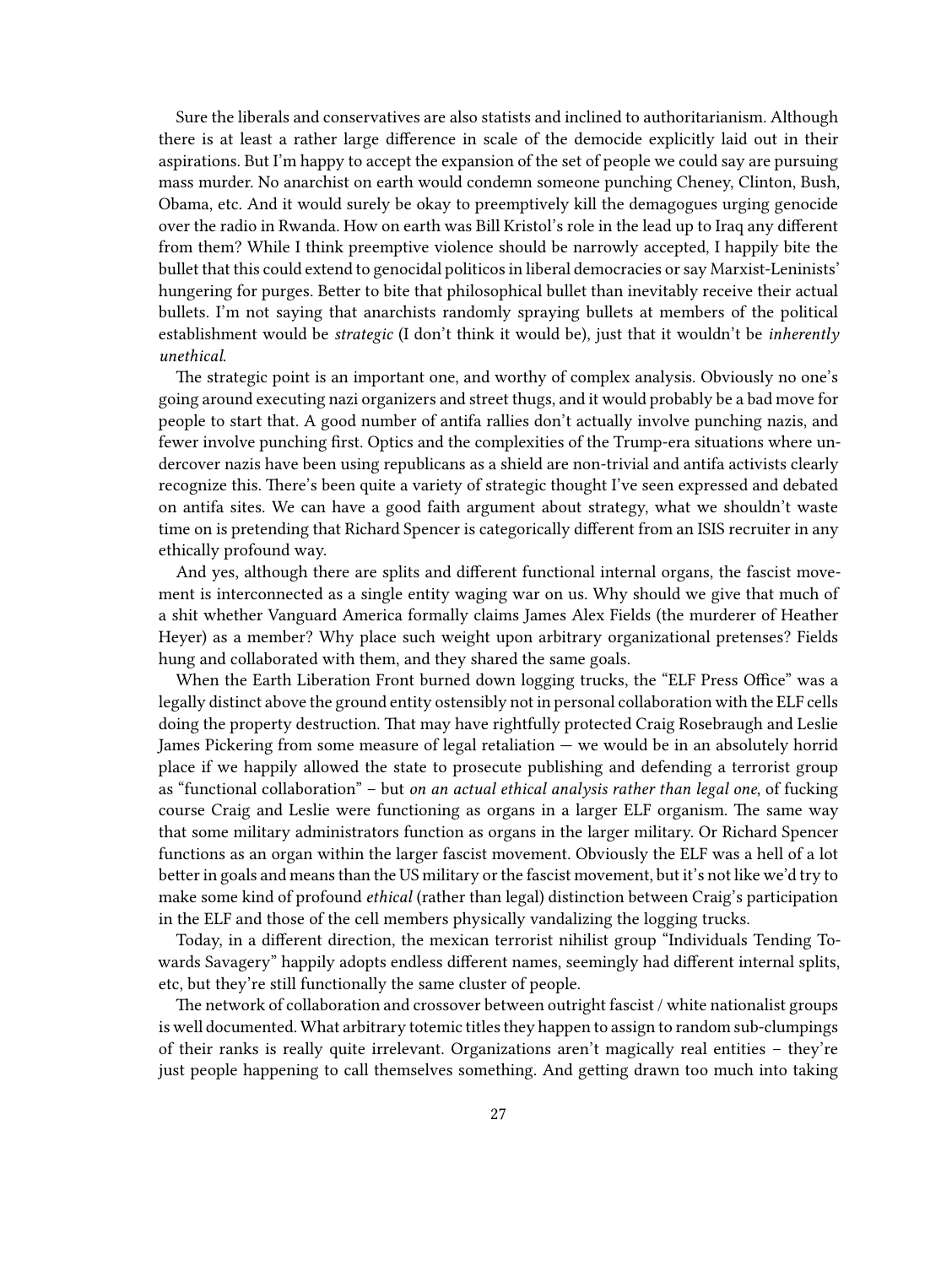Sure the liberals and conservatives are also statists and inclined to authoritarianism. Although there is at least a rather large difference in scale of the democide explicitly laid out in their aspirations. But I'm happy to accept the expansion of the set of people we could say are pursuing mass murder. No anarchist on earth would condemn someone punching Cheney, Clinton, Bush, Obama, etc. And it would surely be okay to preemptively kill the demagogues urging genocide over the radio in Rwanda. How on earth was Bill Kristol's role in the lead up to Iraq any different from them? While I think preemptive violence should be narrowly accepted, I happily bite the bullet that this could extend to genocidal politicos in liberal democracies or say Marxist-Leninists' hungering for purges. Better to bite that philosophical bullet than inevitably receive their actual bullets. I'm not saying that anarchists randomly spraying bullets at members of the political establishment would be *strategic* (I don't think it would be), just that it wouldn't be *inherently unethical*.

The strategic point is an important one, and worthy of complex analysis. Obviously no one's going around executing nazi organizers and street thugs, and it would probably be a bad move for people to start that. A good number of antifa rallies don't actually involve punching nazis, and fewer involve punching first. Optics and the complexities of the Trump-era situations where undercover nazis have been using republicans as a shield are non-trivial and antifa activists clearly recognize this. There's been quite a variety of strategic thought I've seen expressed and debated on antifa sites. We can have a good faith argument about strategy, what we shouldn't waste time on is pretending that Richard Spencer is categorically different from an ISIS recruiter in any ethically profound way.

And yes, although there are splits and different functional internal organs, the fascist movement is interconnected as a single entity waging war on us. Why should we give that much of a shit whether Vanguard America formally claims James Alex Fields (the murderer of Heather Heyer) as a member? Why place such weight upon arbitrary organizational pretenses? Fields hung and collaborated with them, and they shared the same goals.

When the Earth Liberation Front burned down logging trucks, the "ELF Press Office" was a legally distinct above the ground entity ostensibly not in personal collaboration with the ELF cells doing the property destruction. That may have rightfully protected Craig Rosebraugh and Leslie James Pickering from some measure of legal retaliation — we would be in an absolutely horrid place if we happily allowed the state to prosecute publishing and defending a terrorist group as "functional collaboration" – but *on an actual ethical analysis rather than legal one*, of fucking course Craig and Leslie were functioning as organs in a larger ELF organism. The same way that some military administrators function as organs in the larger military. Or Richard Spencer functions as an organ within the larger fascist movement. Obviously the ELF was a hell of a lot better in goals and means than the US military or the fascist movement, but it's not like we'd try to make some kind of profound *ethical* (rather than legal) distinction between Craig's participation in the ELF and those of the cell members physically vandalizing the logging trucks.

Today, in a different direction, the mexican terrorist nihilist group "Individuals Tending Towards Savagery" happily adopts endless different names, seemingly had different internal splits, etc, but they're still functionally the same cluster of people.

The network of collaboration and crossover between outright fascist / white nationalist groups is well documented. What arbitrary totemic titles they happen to assign to random sub-clumpings of their ranks is really quite irrelevant. Organizations aren't magically real entities – they're just people happening to call themselves something. And getting drawn too much into taking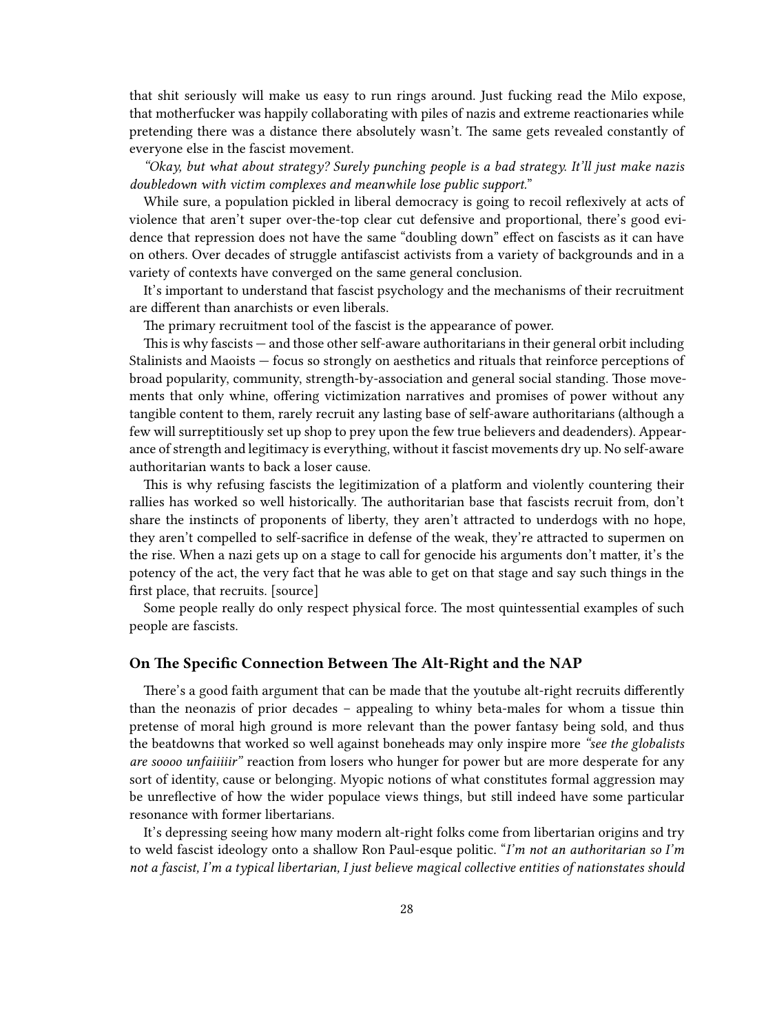that shit seriously will make us easy to run rings around. Just fucking read the Milo expose, that motherfucker was happily collaborating with piles of nazis and extreme reactionaries while pretending there was a distance there absolutely wasn't. The same gets revealed constantly of everyone else in the fascist movement.

*"Okay, but what about strategy? Surely punching people is a bad strategy. It'll just make nazis doubledown with victim complexes and meanwhile lose public support."*

While sure, a population pickled in liberal democracy is going to recoil reflexively at acts of violence that aren't super over-the-top clear cut defensive and proportional, there's good evidence that repression does not have the same "doubling down" effect on fascists as it can have on others. Over decades of struggle antifascist activists from a variety of backgrounds and in a variety of contexts have converged on the same general conclusion.

It's important to understand that fascist psychology and the mechanisms of their recruitment are different than anarchists or even liberals.

The primary recruitment tool of the fascist is the appearance of power.

This is why fascists — and those other self-aware authoritarians in their general orbit including Stalinists and Maoists — focus so strongly on aesthetics and rituals that reinforce perceptions of broad popularity, community, strength-by-association and general social standing. Those movements that only whine, offering victimization narratives and promises of power without any tangible content to them, rarely recruit any lasting base of self-aware authoritarians (although a few will surreptitiously set up shop to prey upon the few true believers and deadenders). Appearance of strength and legitimacy is everything, without it fascist movements dry up. No self-aware authoritarian wants to back a loser cause.

This is why refusing fascists the legitimization of a platform and violently countering their rallies has worked so well historically. The authoritarian base that fascists recruit from, don't share the instincts of proponents of liberty, they aren't attracted to underdogs with no hope, they aren't compelled to self-sacrifice in defense of the weak, they're attracted to supermen on the rise. When a nazi gets up on a stage to call for genocide his arguments don't matter, it's the potency of the act, the very fact that he was able to get on that stage and say such things in the first place, that recruits. [source]

Some people really do only respect physical force. The most quintessential examples of such people are fascists.

### On The Specific Connection Between The Alt-Right and the NAP

There's a good faith argument that can be made that the youtube alt-right recruits differently than the neonazis of prior decades – appealing to whiny beta-males for whom a tissue thin pretense of moral high ground is more relevant than the power fantasy being sold, and thus the beatdowns that worked so well against boneheads may only inspire more *"see the globalists are soooo unfaiiiiir"* reaction from losers who hunger for power but are more desperate for any sort of identity, cause or belonging. Myopic notions of what constitutes formal aggression may be unreflective of how the wider populace views things, but still indeed have some particular resonance with former libertarians.

It's depressing seeing how many modern alt-right folks come from libertarian origins and try to weld fascist ideology onto a shallow Ron Paul-esque politic. "*I'm not an authoritarian so I'm not a fascist, I'm a typical libertarian, I just believe magical collective entities of nationstates should*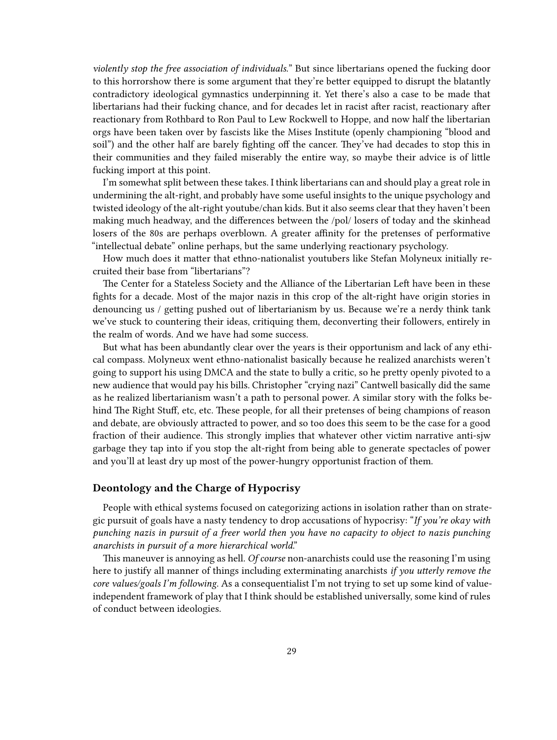*violently stop the free association of individuals.*" But since libertarians opened the fucking door to this horrorshow there is some argument that they're better equipped to disrupt the blatantly contradictory ideological gymnastics underpinning it. Yet there's also a case to be made that libertarians had their fucking chance, and for decades let in racist after racist, reactionary after reactionary from Rothbard to Ron Paul to Lew Rockwell to Hoppe, and now half the libertarian orgs have been taken over by fascists like the Mises Institute (openly championing "blood and soil") and the other half are barely fighting off the cancer. They've had decades to stop this in their communities and they failed miserably the entire way, so maybe their advice is of little fucking import at this point.

I'm somewhat split between these takes. I think libertarians can and should play a great role in undermining the alt-right, and probably have some useful insights to the unique psychology and twisted ideology of the alt-right youtube/chan kids. But it also seems clear that they haven't been making much headway, and the differences between the /pol/ losers of today and the skinhead losers of the 80s are perhaps overblown. A greater affinity for the pretenses of performative "intellectual debate" online perhaps, but the same underlying reactionary psychology.

How much does it matter that ethno-nationalist youtubers like Stefan Molyneux initially recruited their base from "libertarians"?

The Center for a Stateless Society and the Alliance of the Libertarian Left have been in these fights for a decade. Most of the major nazis in this crop of the alt-right have origin stories in denouncing us / getting pushed out of libertarianism by us. Because we're a nerdy think tank we've stuck to countering their ideas, critiquing them, deconverting their followers, entirely in the realm of words. And we have had some success.

But what has been abundantly clear over the years is their opportunism and lack of any ethical compass. Molyneux went ethno-nationalist basically because he realized anarchists weren't going to support his using DMCA and the state to bully a critic, so he pretty openly pivoted to a new audience that would pay his bills. Christopher "crying nazi" Cantwell basically did the same as he realized libertarianism wasn't a path to personal power. A similar story with the folks behind The Right Stuff, etc, etc. These people, for all their pretenses of being champions of reason and debate, are obviously attracted to power, and so too does this seem to be the case for a good fraction of their audience. This strongly implies that whatever other victim narrative anti-sjw garbage they tap into if you stop the alt-right from being able to generate spectacles of power and you'll at least dry up most of the power-hungry opportunist fraction of them.

### Deontology and the Charge of Hypocrisy

People with ethical systems focused on categorizing actions in isolation rather than on strategic pursuit of goals have a nasty tendency to drop accusations of hypocrisy: "*If you're okay with punching nazis in pursuit of a freer world then you have no capacity to object to nazis punching anarchists in pursuit of a more hierarchical world*."

This maneuver is annoying as hell. *Of course* non-anarchists could use the reasoning I'm using here to justify all manner of things including exterminating anarchists *if you utterly remove the core values/goals I'm following*. As a consequentialist I'm not trying to set up some kind of value-independent framework of play that I think should be established universally, some kind of rules of conduct between ideologies.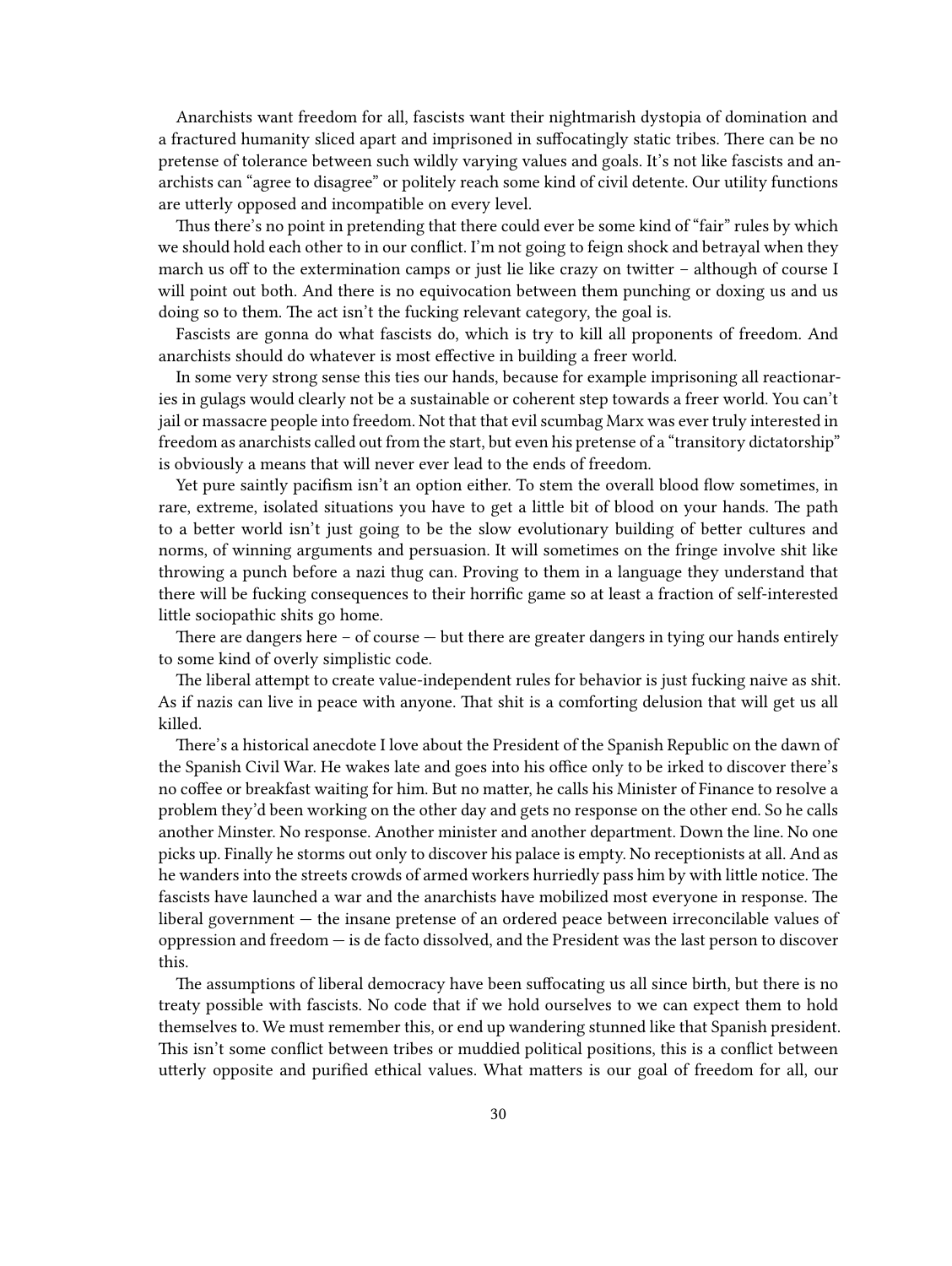Anarchists want freedom for all, fascists want their nightmarish dystopia of domination and a fractured humanity sliced apart and imprisoned in suffocatingly static tribes. There can be no pretense of tolerance between such wildly varying values and goals. It's not like fascists and anarchists can "agree to disagree" or politely reach some kind of civil detente. Our utility functions are utterly opposed and incompatible on every level.

Thus there's no point in pretending that there could ever be some kind of "fair" rules by which we should hold each other to in our conflict. I'm not going to feign shock and betrayal when they march us off to the extermination camps or just lie like crazy on twitter – although of course I will point out both. And there is no equivocation between them punching or doxing us and us doing so to them. The act isn't the fucking relevant category, the goal is.

Fascists are gonna do what fascists do, which is try to kill all proponents of freedom. And anarchists should do whatever is most effective in building a freer world.

In some very strong sense this ties our hands, because for example imprisoning all reactionaries in gulags would clearly not be a sustainable or coherent step towards a freer world. You can't jail or massacre people into freedom. Not that that evil scumbag Marx was ever truly interested in freedom as anarchists called out from the start, but even his pretense of a "transitory dictatorship" is obviously a means that will never ever lead to the ends of freedom.

Yet pure saintly pacifism isn't an option either. To stem the overall blood flow sometimes, in rare, extreme, isolated situations you have to get a little bit of blood on your hands. The path to a better world isn't just going to be the slow evolutionary building of better cultures and norms, of winning arguments and persuasion. It will sometimes on the fringe involve shit like throwing a punch before a nazi thug can. Proving to them in a language they understand that there will be fucking consequences to their horrific game so at least a fraction of self-interested little sociopathic shits go home.

There are dangers here – of course — but there are greater dangers in tying our hands entirely to some kind of overly simplistic code.

The liberal attempt to create value-independent rules for behavior is just fucking naive as shit. As if nazis can live in peace with anyone. That shit is a comforting delusion that will get us all killed.

There's a historical anecdote I love about the President of the Spanish Republic on the dawn of the Spanish Civil War. He wakes late and goes into his office only to be irked to discover there's no coffee or breakfast waiting for him. But no matter, he calls his Minister of Finance to resolve a problem they'd been working on the other day and gets no response on the other end. So he calls another Minster. No response. Another minister and another department. Down the line. No one picks up. Finally he storms out only to discover his palace is empty. No receptionists at all. And as he wanders into the streets crowds of armed workers hurriedly pass him by with little notice. The fascists have launched a war and the anarchists have mobilized most everyone in response. The liberal government — the insane pretense of an ordered peace between irreconcilable values of oppression and freedom — is de facto dissolved, and the President was the last person to discover this.

The assumptions of liberal democracy have been suffocating us all since birth, but there is no treaty possible with fascists. No code that if we hold ourselves to we can expect them to hold themselves to. We must remember this, or end up wandering stunned like that Spanish president. This isn't some conflict between tribes or muddied political positions, this is a conflict between utterly opposite and purified ethical values. What matters is our goal of freedom for all, our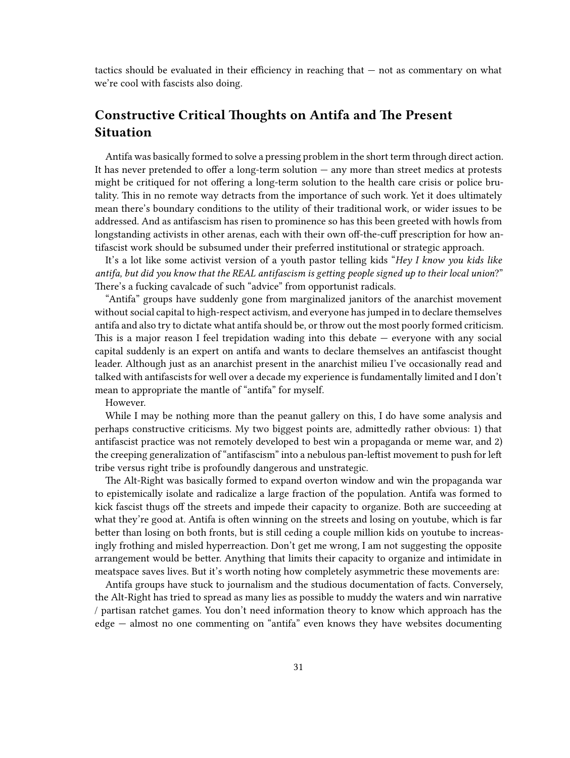tactics should be evaluated in their efficiency in reaching that — not as commentary on what we're cool with fascists also doing.

## Constructive Critical Thoughts on Antifa and The Present Situation

Antifa was basically formed to solve a pressing problem in the short term through direct action. It has never pretended to offer a long-term solution — any more than street medics at protests might be critiqued for not offering a long-term solution to the health care crisis or police brutality. This in no remote way detracts from the importance of such work. Yet it does ultimately mean there's boundary conditions to the utility of their traditional work, or wider issues to be addressed. And as antifascism has risen to prominence so has this been greeted with howls from longstanding activists in other arenas, each with their own off-the-cuff prescription for how antifascist work should be subsumed under their preferred institutional or strategic approach.

It's a lot like some activist version of a youth pastor telling kids "*Hey I know you kids like antifa, but did you know that the REAL antifascism is getting people signed up to their local union*?" There's a fucking cavalcade of such "advice" from opportunist radicals.

"Antifa" groups have suddenly gone from marginalized janitors of the anarchist movement without social capital to high-respect activism, and everyone has jumped in to declare themselves antifa and also try to dictate what antifa should be, or throw out the most poorly formed criticism. This is a major reason I feel trepidation wading into this debate — everyone with any social capital suddenly is an expert on antifa and wants to declare themselves an antifascist thought leader. Although just as an anarchist present in the anarchist milieu I've occasionally read and talked with antifascists for well over a decade my experience is fundamentally limited and I don't mean to appropriate the mantle of "antifa" for myself.

However.

While I may be nothing more than the peanut gallery on this, I do have some analysis and perhaps constructive criticisms. My two biggest points are, admittedly rather obvious: 1) that antifascist practice was not remotely developed to best win a propaganda or meme war, and 2) the creeping generalization of "antifascism" into a nebulous pan-leftist movement to push for left tribe versus right tribe is profoundly dangerous and unstrategic.

The Alt-Right was basically formed to expand overton window and win the propaganda war to epistemically isolate and radicalize a large fraction of the population. Antifa was formed to kick fascist thugs off the streets and impede their capacity to organize. Both are succeeding at what they're good at. Antifa is often winning on the streets and losing on youtube, which is far better than losing on both fronts, but is still ceding a couple million kids on youtube to increasingly frothing and misled hyperreaction. Don't get me wrong, I am not suggesting the opposite arrangement would be better. Anything that limits their capacity to organize and intimidate in meatspace saves lives. But it's worth noting how completely asymmetric these movements are:

Antifa groups have stuck to journalism and the studious documentation of facts. Conversely, the Alt-Right has tried to spread as many lies as possible to muddy the waters and win narrative / partisan ratchet games. You don't need information theory to know which approach has the edge — almost no one commenting on "antifa" even knows they have websites documenting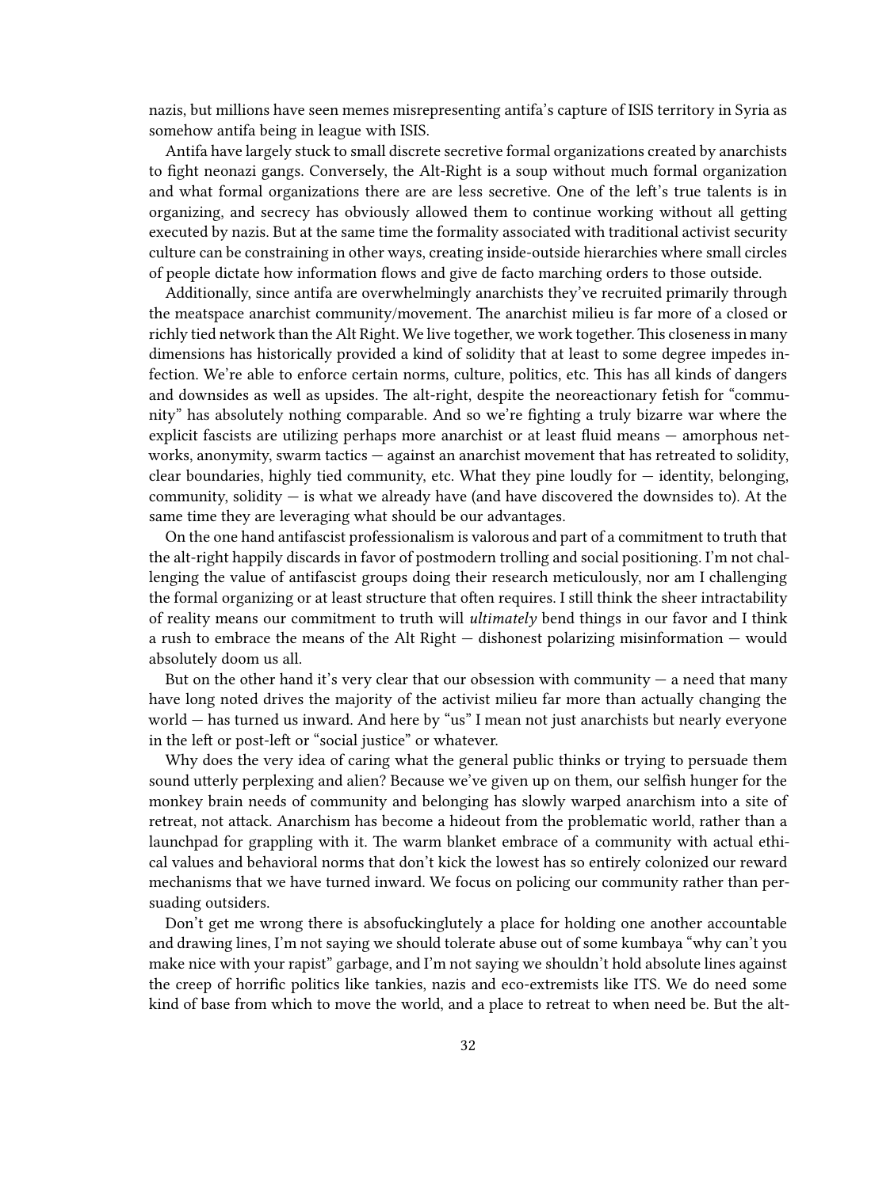nazis, but millions have seen memes misrepresenting antifa's capture of ISIS territory in Syria as somehow antifa being in league with ISIS.

Antifa have largely stuck to small discrete secretive formal organizations created by anarchists to fight neonazi gangs. Conversely, the Alt-Right is a soup without much formal organization and what formal organizations there are are less secretive. One of the left's true talents is in organizing, and secrecy has obviously allowed them to continue working without all getting executed by nazis. But at the same time the formality associated with traditional activist security culture can be constraining in other ways, creating inside-outside hierarchies where small circles of people dictate how information flows and give de facto marching orders to those outside.

Additionally, since antifa are overwhelmingly anarchists they've recruited primarily through the meatspace anarchist community/movement. The anarchist milieu is far more of a closed or richly tied network than the Alt Right. We live together, we work together. This closeness in many dimensions has historically provided a kind of solidity that at least to some degree impedes infection. We're able to enforce certain norms, culture, politics, etc. This has all kinds of dangers and downsides as well as upsides. The alt-right, despite the neoreactionary fetish for "community" has absolutely nothing comparable. And so we're fighting a truly bizarre war where the explicit fascists are utilizing perhaps more anarchist or at least fluid means — amorphous networks, anonymity, swarm tactics — against an anarchist movement that has retreated to solidity, clear boundaries, highly tied community, etc. What they pine loudly for — identity, belonging, community, solidity — is what we already have (and have discovered the downsides to). At the same time they are leveraging what should be our advantages.

On the one hand antifascist professionalism is valorous and part of a commitment to truth that the alt-right happily discards in favor of postmodern trolling and social positioning. I'm not challenging the value of antifascist groups doing their research meticulously, nor am I challenging the formal organizing or at least structure that often requires. I still think the sheer intractability of reality means our commitment to truth will *ultimately* bend things in our favor and I think a rush to embrace the means of the Alt Right — dishonest polarizing misinformation — would absolutely doom us all.

But on the other hand it's very clear that our obsession with community — a need that many have long noted drives the majority of the activist milieu far more than actually changing the world — has turned us inward. And here by "us" I mean not just anarchists but nearly everyone in the left or post-left or "social justice" or whatever.

Why does the very idea of caring what the general public thinks or trying to persuade them sound utterly perplexing and alien? Because we've given up on them, our selfish hunger for the monkey brain needs of community and belonging has slowly warped anarchism into a site of retreat, not attack. Anarchism has become a hideout from the problematic world, rather than a launchpad for grappling with it. The warm blanket embrace of a community with actual ethical values and behavioral norms that don't kick the lowest has so entirely colonized our reward mechanisms that we have turned inward. We focus on policing our community rather than persuading outsiders.

Don't get me wrong there is absofuckinglutely a place for holding one another accountable and drawing lines, I'm not saying we should tolerate abuse out of some kumbaya "why can't you make nice with your rapist" garbage, and I'm not saying we shouldn't hold absolute lines against the creep of horrific politics like tankies, nazis and eco-extremists like ITS. We do need some kind of base from which to move the world, and a place to retreat to when need be. But the alt-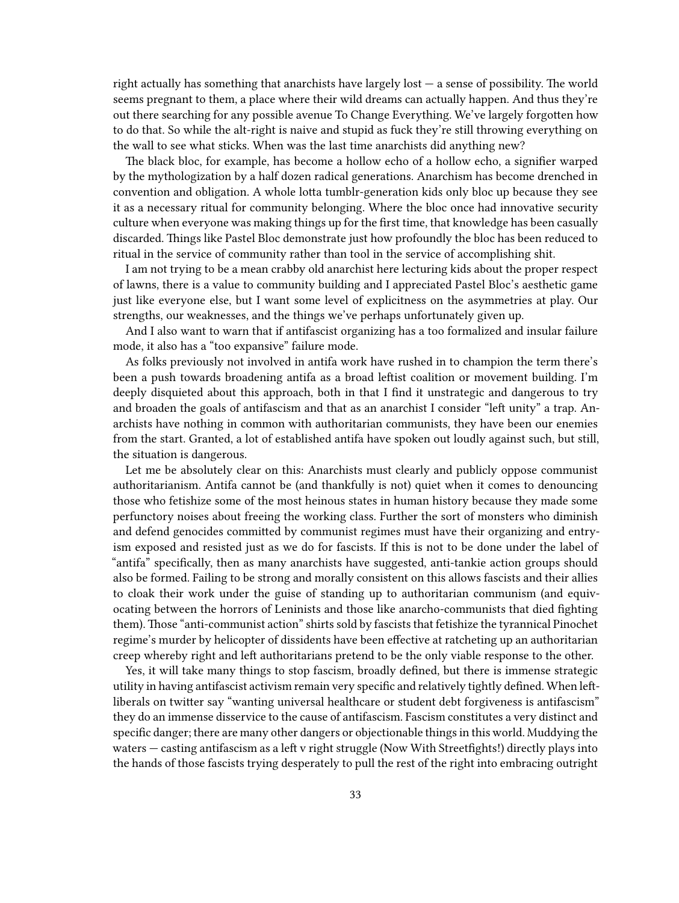right actually has something that anarchists have largely lost — a sense of possibility. The world seems pregnant to them, a place where their wild dreams can actually happen. And thus they're out there searching for any possible avenue To Change Everything. We've largely forgotten how to do that. So while the alt-right is naive and stupid as fuck they're still throwing everything on the wall to see what sticks. When was the last time anarchists did anything new?

The black bloc, for example, has become a hollow echo of a hollow echo, a signifier warped by the mythologization by a half dozen radical generations. Anarchism has become drenched in convention and obligation. A whole lotta tumblr-generation kids only bloc up because they see it as a necessary ritual for community belonging. Where the bloc once had innovative security culture when everyone was making things up for the first time, that knowledge has been casually discarded. Things like Pastel Bloc demonstrate just how profoundly the bloc has been reduced to ritual in the service of community rather than tool in the service of accomplishing shit.

I am not trying to be a mean crabby old anarchist here lecturing kids about the proper respect of lawns, there is a value to community building and I appreciated Pastel Bloc's aesthetic game just like everyone else, but I want some level of explicitness on the asymmetries at play. Our strengths, our weaknesses, and the things we've perhaps unfortunately given up.

And I also want to warn that if antifascist organizing has a too formalized and insular failure mode, it also has a "too expansive" failure mode.

As folks previously not involved in antifa work have rushed in to champion the term there's been a push towards broadening antifa as a broad leftist coalition or movement building. I'm deeply disquieted about this approach, both in that I find it unstrategic and dangerous to try and broaden the goals of antifascism and that as an anarchist I consider "left unity" a trap. Anarchists have nothing in common with authoritarian communists, they have been our enemies from the start. Granted, a lot of established antifa have spoken out loudly against such, but still, the situation is dangerous.

Let me be absolutely clear on this: Anarchists must clearly and publicly oppose communist authoritarianism. Antifa cannot be (and thankfully is not) quiet when it comes to denouncing those who fetishize some of the most heinous states in human history because they made some perfunctory noises about freeing the working class. Further the sort of monsters who diminish and defend genocides committed by communist regimes must have their organizing and entryism exposed and resisted just as we do for fascists. If this is not to be done under the label of "antifa" specifically, then as many anarchists have suggested, anti-tankie action groups should also be formed. Failing to be strong and morally consistent on this allows fascists and their allies to cloak their work under the guise of standing up to authoritarian communism (and equivocating between the horrors of Leninists and those like anarcho-communists that died fighting them). Those "anti-communist action" shirts sold by fascists that fetishize the tyrannical Pinochet regime's murder by helicopter of dissidents have been effective at ratcheting up an authoritarian creep whereby right and left authoritarians pretend to be the only viable response to the other.

Yes, it will take many things to stop fascism, broadly defined, but there is immense strategic utility in having antifascist activism remain very specific and relatively tightly defined. When left-liberals on twitter say "wanting universal healthcare or student debt forgiveness is antifascism" they do an immense disservice to the cause of antifascism. Fascism constitutes a very distinct and specific danger; there are many other dangers or objectionable things in this world. Muddying the waters — casting antifascism as a left v right struggle (Now With Streetfights!) directly plays into the hands of those fascists trying desperately to pull the rest of the right into embracing outright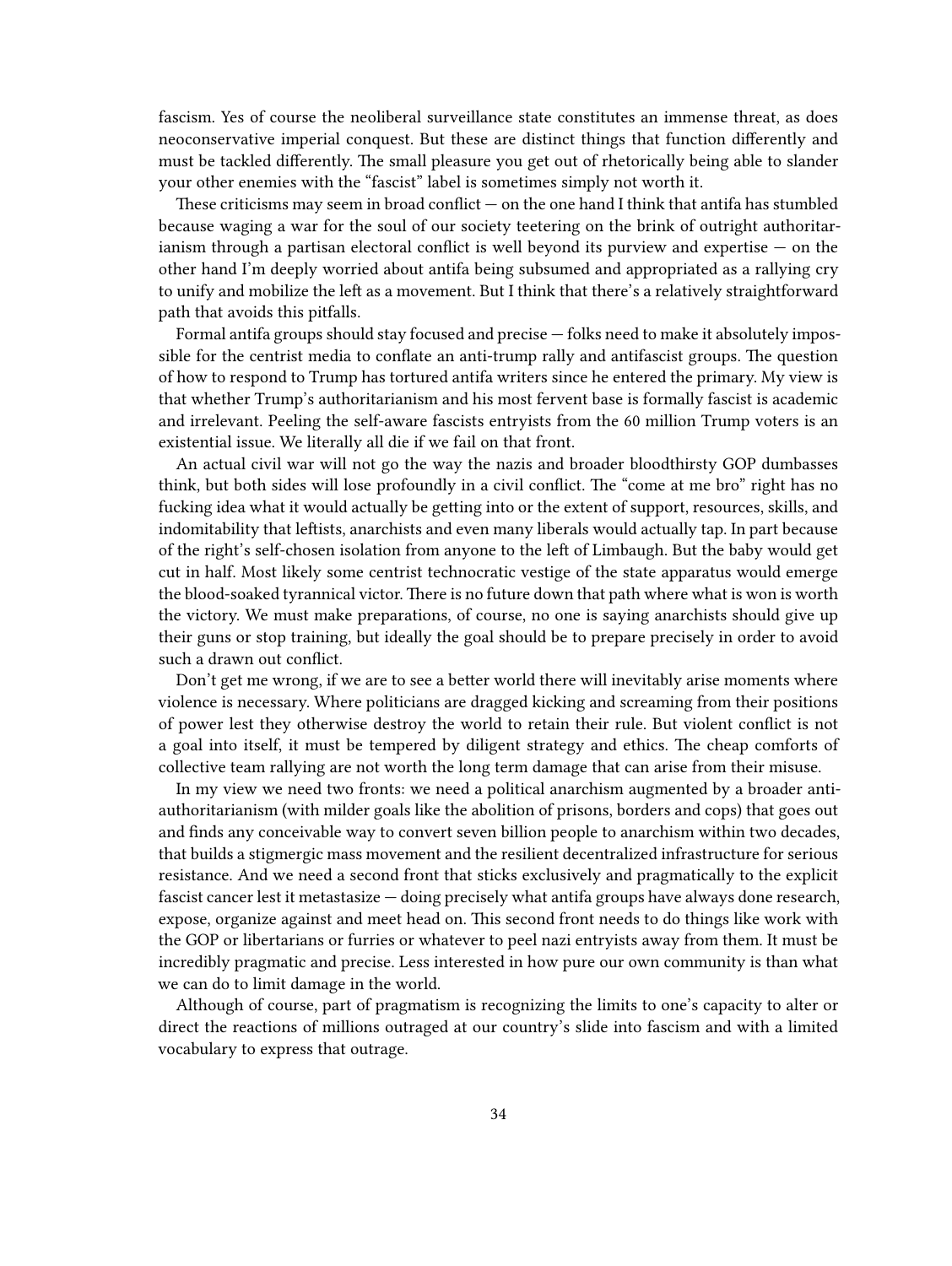fascism. Yes of course the neoliberal surveillance state constitutes an immense threat, as does neoconservative imperial conquest. But these are distinct things that function differently and must be tackled differently. The small pleasure you get out of rhetorically being able to slander your other enemies with the "fascist" label is sometimes simply not worth it.

These criticisms may seem in broad conflict — on the one hand I think that antifa has stumbled because waging a war for the soul of our society teetering on the brink of outright authoritarianism through a partisan electoral conflict is well beyond its purview and expertise — on the other hand I'm deeply worried about antifa being subsumed and appropriated as a rallying cry to unify and mobilize the left as a movement. But I think that there's a relatively straightforward path that avoids this pitfalls.

Formal antifa groups should stay focused and precise — folks need to make it absolutely impossible for the centrist media to conflate an anti-trump rally and antifascist groups. The question of how to respond to Trump has tortured antifa writers since he entered the primary. My view is that whether Trump's authoritarianism and his most fervent base is formally fascist is academic and irrelevant. Peeling the self-aware fascists entryists from the 60 million Trump voters is an existential issue. We literally all die if we fail on that front.

An actual civil war will not go the way the nazis and broader bloodthirsty GOP dumbasses think, but both sides will lose profoundly in a civil conflict. The "come at me bro" right has no fucking idea what it would actually be getting into or the extent of support, resources, skills, and indomitability that leftists, anarchists and even many liberals would actually tap. In part because of the right's self-chosen isolation from anyone to the left of Limbaugh. But the baby would get cut in half. Most likely some centrist technocratic vestige of the state apparatus would emerge the blood-soaked tyrannical victor. There is no future down that path where what is won is worth the victory. We must make preparations, of course, no one is saying anarchists should give up their guns or stop training, but ideally the goal should be to prepare precisely in order to avoid such a drawn out conflict.

Don't get me wrong, if we are to see a better world there will inevitably arise moments where violence is necessary. Where politicians are dragged kicking and screaming from their positions of power lest they otherwise destroy the world to retain their rule. But violent conflict is not a goal into itself, it must be tempered by diligent strategy and ethics. The cheap comforts of collective team rallying are not worth the long term damage that can arise from their misuse.

In my view we need two fronts: we need a political anarchism augmented by a broader anti-authoritarianism (with milder goals like the abolition of prisons, borders and cops) that goes out and finds any conceivable way to convert seven billion people to anarchism within two decades, that builds a stigmergic mass movement and the resilient decentralized infrastructure for serious resistance. And we need a second front that sticks exclusively and pragmatically to the explicit fascist cancer lest it metastasize — doing precisely what antifa groups have always done research, expose, organize against and meet head on. This second front needs to do things like work with the GOP or libertarians or furries or whatever to peel nazi entryists away from them. It must be incredibly pragmatic and precise. Less interested in how pure our own community is than what we can do to limit damage in the world.

Although of course, part of pragmatism is recognizing the limits to one's capacity to alter or direct the reactions of millions outraged at our country's slide into fascism and with a limited vocabulary to express that outrage.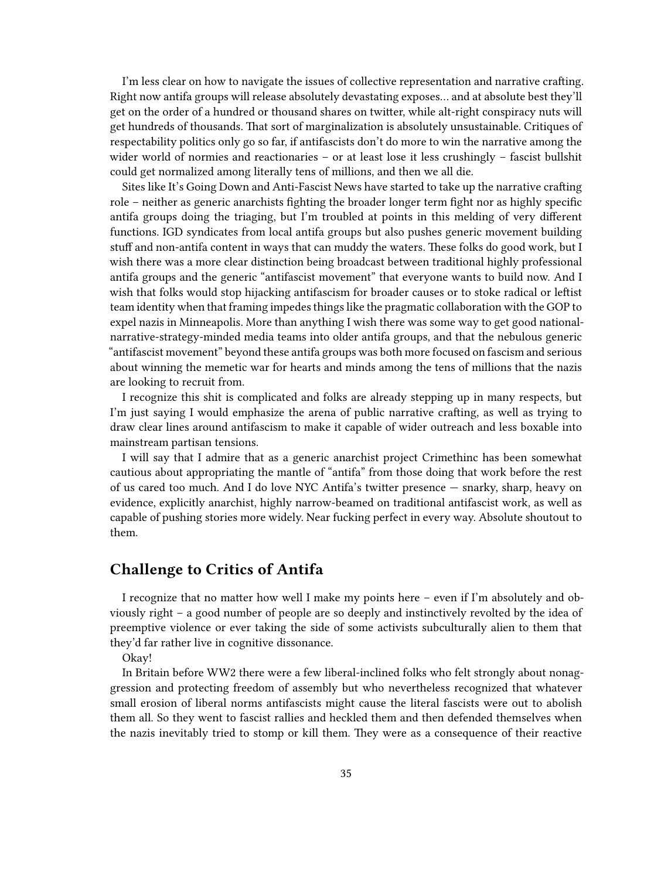I'm less clear on how to navigate the issues of collective representation and narrative crafting. Right now antifa groups will release absolutely devastating exposes… and at absolute best they'll get on the order of a hundred or thousand shares on twitter, while alt-right conspiracy nuts will get hundreds of thousands. That sort of marginalization is absolutely unsustainable. Critiques of respectability politics only go so far, if antifascists don't do more to win the narrative among the wider world of normies and reactionaries – or at least lose it less crushingly – fascist bullshit could get normalized among literally tens of millions, and then we all die.

Sites like It's Going Down and Anti-Fascist News have started to take up the narrative crafting role – neither as generic anarchists fighting the broader longer term fight nor as highly specific antifa groups doing the triaging, but I'm troubled at points in this melding of very different functions. IGD syndicates from local antifa groups but also pushes generic movement building stuff and non-antifa content in ways that can muddy the waters. These folks do good work, but I wish there was a more clear distinction being broadcast between traditional highly professional antifa groups and the generic "antifascist movement" that everyone wants to build now. And I wish that folks would stop hijacking antifascism for broader causes or to stoke radical or leftist team identity when that framing impedes things like the pragmatic collaboration with the GOP to expel nazis in Minneapolis. More than anything I wish there was some way to get good national-narrative-strategy-minded media teams into older antifa groups, and that the nebulous generic "antifascist movement" beyond these antifa groups was both more focused on fascism and serious about winning the memetic war for hearts and minds among the tens of millions that the nazis are looking to recruit from.

I recognize this shit is complicated and folks are already stepping up in many respects, but I'm just saying I would emphasize the arena of public narrative crafting, as well as trying to draw clear lines around antifascism to make it capable of wider outreach and less boxable into mainstream partisan tensions.

I will say that I admire that as a generic anarchist project Crimethinc has been somewhat cautious about appropriating the mantle of "antifa" from those doing that work before the rest of us cared too much. And I do love NYC Antifa's twitter presence — snarky, sharp, heavy on evidence, explicitly anarchist, highly narrow-beamed on traditional antifascist work, as well as capable of pushing stories more widely. Near fucking perfect in every way. Absolute shoutout to them.

## Challenge to Critics of Antifa

I recognize that no matter how well I make my points here – even if I'm absolutely and obviously right – a good number of people are so deeply and instinctively revolted by the idea of preemptive violence or ever taking the side of some activists subculturally alien to them that they'd far rather live in cognitive dissonance.

Okay!

In Britain before WW2 there were a few liberal-inclined folks who felt strongly about nonaggression and protecting freedom of assembly but who nevertheless recognized that whatever small erosion of liberal norms antifascists might cause the literal fascists were out to abolish them all. So they went to fascist rallies and heckled them and then defended themselves when the nazis inevitably tried to stomp or kill them. They were as a consequence of their reactive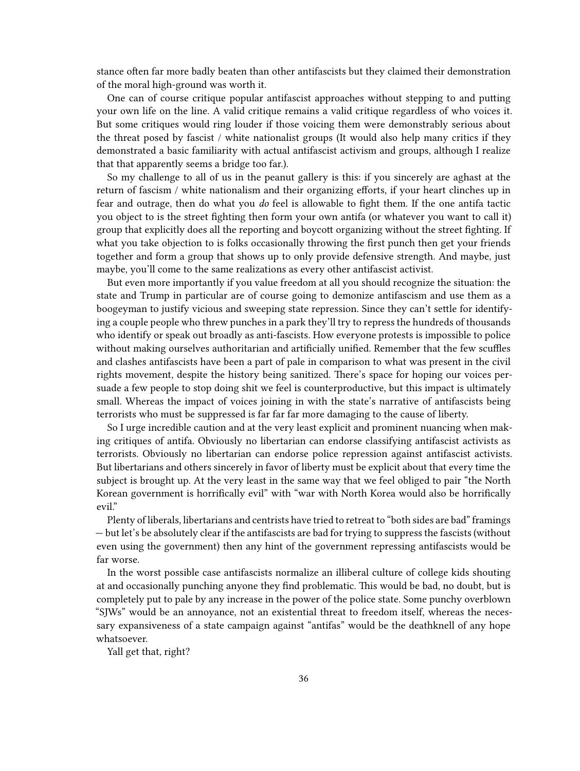stance often far more badly beaten than other antifascists but they claimed their demonstration of the moral high-ground was worth it.

One can of course critique popular antifascist approaches without stepping to and putting your own life on the line. A valid critique remains a valid critique regardless of who voices it. But some critiques would ring louder if those voicing them were demonstrably serious about the threat posed by fascist / white nationalist groups (It would also help many critics if they demonstrated a basic familiarity with actual antifascist activism and groups, although I realize that that apparently seems a bridge too far.).

So my challenge to all of us in the peanut gallery is this: if you sincerely are aghast at the return of fascism / white nationalism and their organizing efforts, if your heart clinches up in fear and outrage, then do what you *do* feel is allowable to fight them. If the one antifa tactic you object to is the street fighting then form your own antifa (or whatever you want to call it) group that explicitly does all the reporting and boycott organizing without the street fighting. If what you take objection to is folks occasionally throwing the first punch then get your friends together and form a group that shows up to only provide defensive strength. And maybe, just maybe, you'll come to the same realizations as every other antifascist activist.

But even more importantly if you value freedom at all you should recognize the situation: the state and Trump in particular are of course going to demonize antifascism and use them as a boogeyman to justify vicious and sweeping state repression. Since they can't settle for identifying a couple people who threw punches in a park they'll try to repress the hundreds of thousands who identify or speak out broadly as anti-fascists. How everyone protests is impossible to police without making ourselves authoritarian and artificially unified. Remember that the few scuffles and clashes antifascists have been a part of pale in comparison to what was present in the civil rights movement, despite the history being sanitized. There's space for hoping our voices persuade a few people to stop doing shit we feel is counterproductive, but this impact is ultimately small. Whereas the impact of voices joining in with the state's narrative of antifascists being terrorists who must be suppressed is far far far more damaging to the cause of liberty.

So I urge incredible caution and at the very least explicit and prominent nuancing when making critiques of antifa. Obviously no libertarian can endorse classifying antifascist activists as terrorists. Obviously no libertarian can endorse police repression against antifascist activists. But libertarians and others sincerely in favor of liberty must be explicit about that every time the subject is brought up. At the very least in the same way that we feel obliged to pair "the North Korean government is horrifically evil" with "war with North Korea would also be horrifically evil."

Plenty of liberals, libertarians and centrists have tried to retreat to "both sides are bad" framings — but let's be absolutely clear if the antifascists are bad for trying to suppress the fascists (without even using the government) then any hint of the government repressing antifascists would be far worse.

In the worst possible case antifascists normalize an illiberal culture of college kids shouting at and occasionally punching anyone they find problematic. This would be bad, no doubt, but is completely put to pale by any increase in the power of the police state. Some punchy overblown "SJWs" would be an annoyance, not an existential threat to freedom itself, whereas the necessary expansiveness of a state campaign against "antifas" would be the deathknell of any hope whatsoever.

Yall get that, right?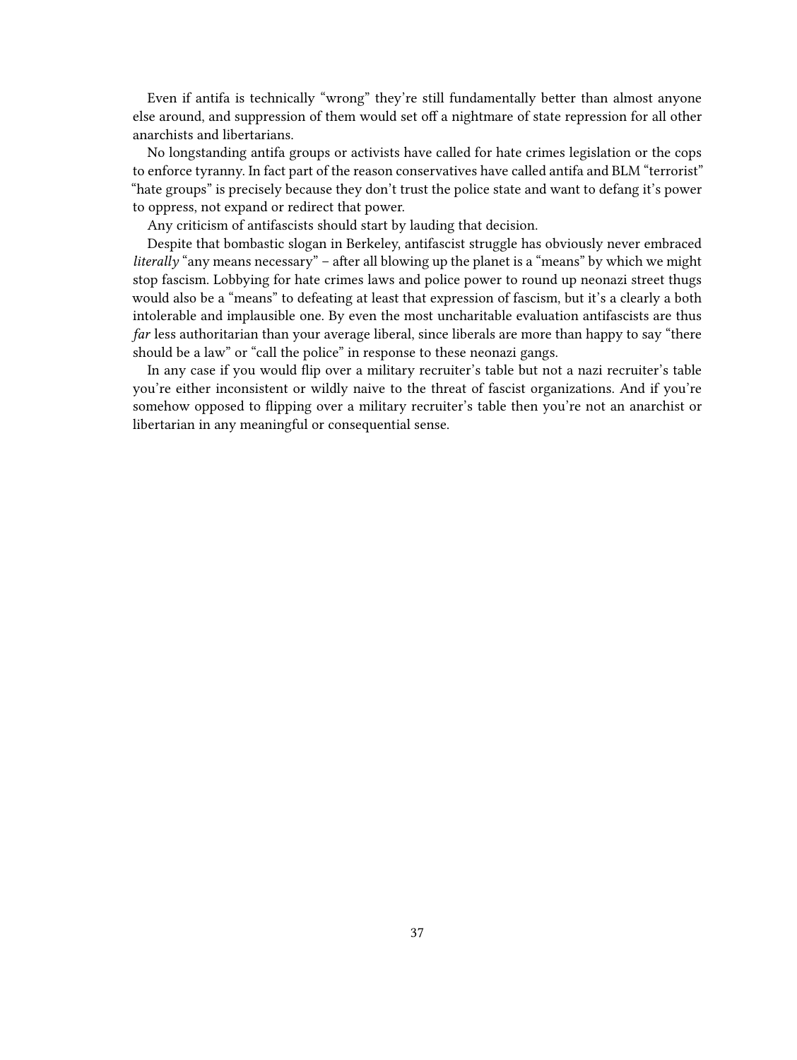Even if antifa is technically "wrong" they're still fundamentally better than almost anyone else around, and suppression of them would set off a nightmare of state repression for all other anarchists and libertarians.

No longstanding antifa groups or activists have called for hate crimes legislation or the cops to enforce tyranny. In fact part of the reason conservatives have called antifa and BLM "terrorist" "hate groups" is precisely because they don't trust the police state and want to defang it's power to oppress, not expand or redirect that power.

Any criticism of antifascists should start by lauding that decision.

Despite that bombastic slogan in Berkeley, antifascist struggle has obviously never embraced *literally* "any means necessary" – after all blowing up the planet is a "means" by which we might stop fascism. Lobbying for hate crimes laws and police power to round up neonazi street thugs would also be a "means" to defeating at least that expression of fascism, but it's a clearly a both intolerable and implausible one. By even the most uncharitable evaluation antifascists are thus *far* less authoritarian than your average liberal, since liberals are more than happy to say "there should be a law" or "call the police" in response to these neonazi gangs.

In any case if you would flip over a military recruiter's table but not a nazi recruiter's table you're either inconsistent or wildly naive to the threat of fascist organizations. And if you're somehow opposed to flipping over a military recruiter's table then you're not an anarchist or libertarian in any meaningful or consequential sense.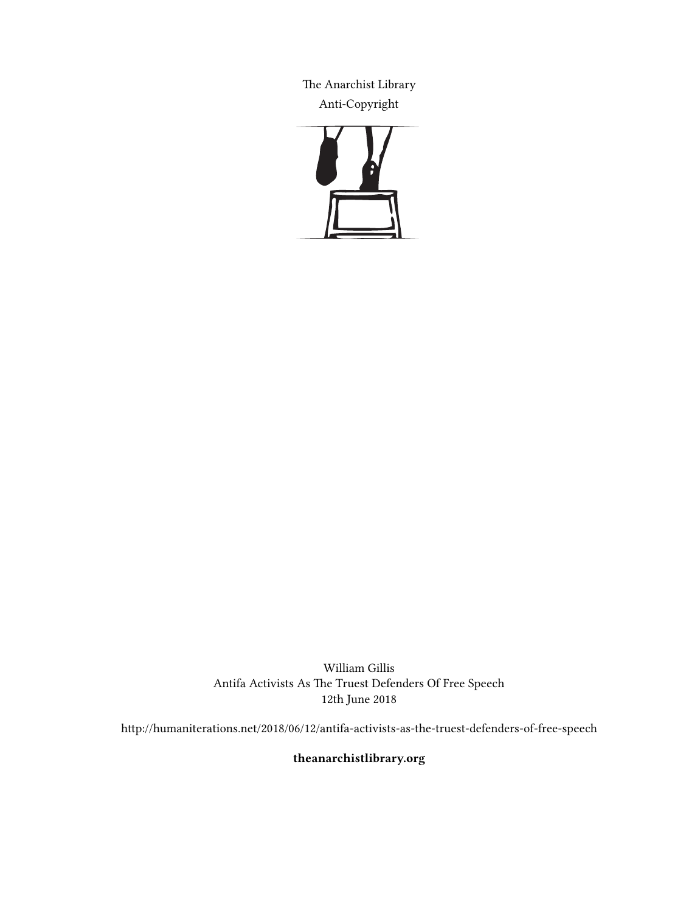The Anarchist Library
Anti-Copyright

William Gillis
Antifa Activists As The Truest Defenders Of Free Speech
12th June 2018

http://humaniterations.net/2018/06/12/antifa-activists-as-the-truest-defenders-of-free-speech

**theanarchistlibrary.org**